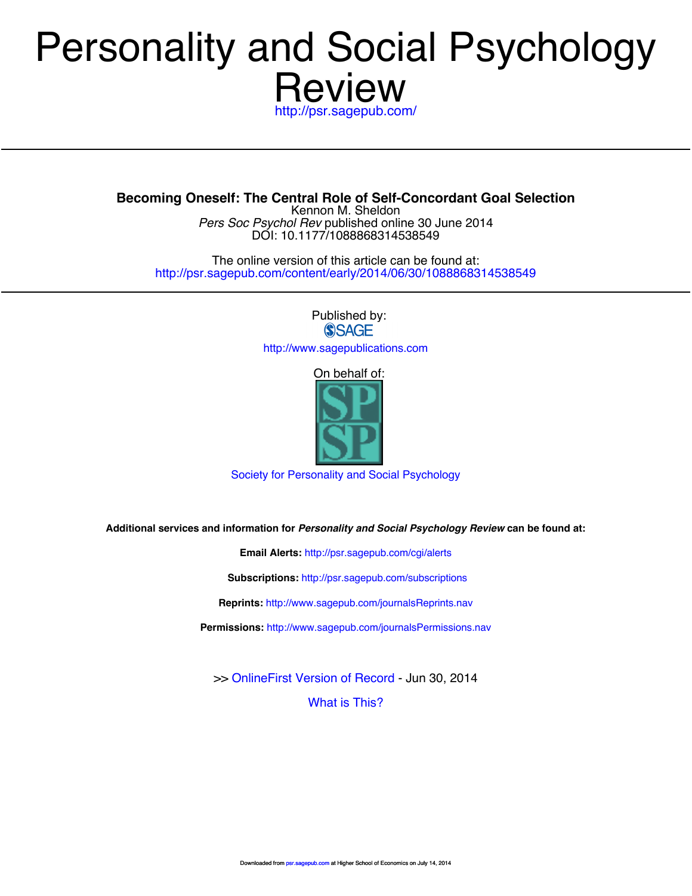# Personality and Social Psychology Review

http://psr.sagepub.com/

## Becoming Oneself: The Central Role of Self-Concordant Goal Selection

Kennon M. Sheldon

*Pers Soc Psychol Rev* published online 30 June 2014

DOI: 10.1177/1088868314538549

The online version of this article can be found at:

http://psr.sagepub.com/content/early/2014/06/30/1088868314538549

Published by:

SAGE

http://www.sagepublications.com

On behalf of:

SPSP

Society for Personality and Social Psychology

**Additional services and information for *Personality and Social Psychology Review* can be found at:**

**Email Alerts:** http://psr.sagepub.com/cgi/alerts

**Subscriptions:** http://psr.sagepub.com/subscriptions

**Reprints:** http://www.sagepub.com/journalsReprints.nav

**Permissions:** http://www.sagepub.com/journalsPermissions.nav

>> OnlineFirst Version of Record - Jun 30, 2014

What is This?

Downloaded from psr.sagepub.com at Higher School of Economics on July 14, 2014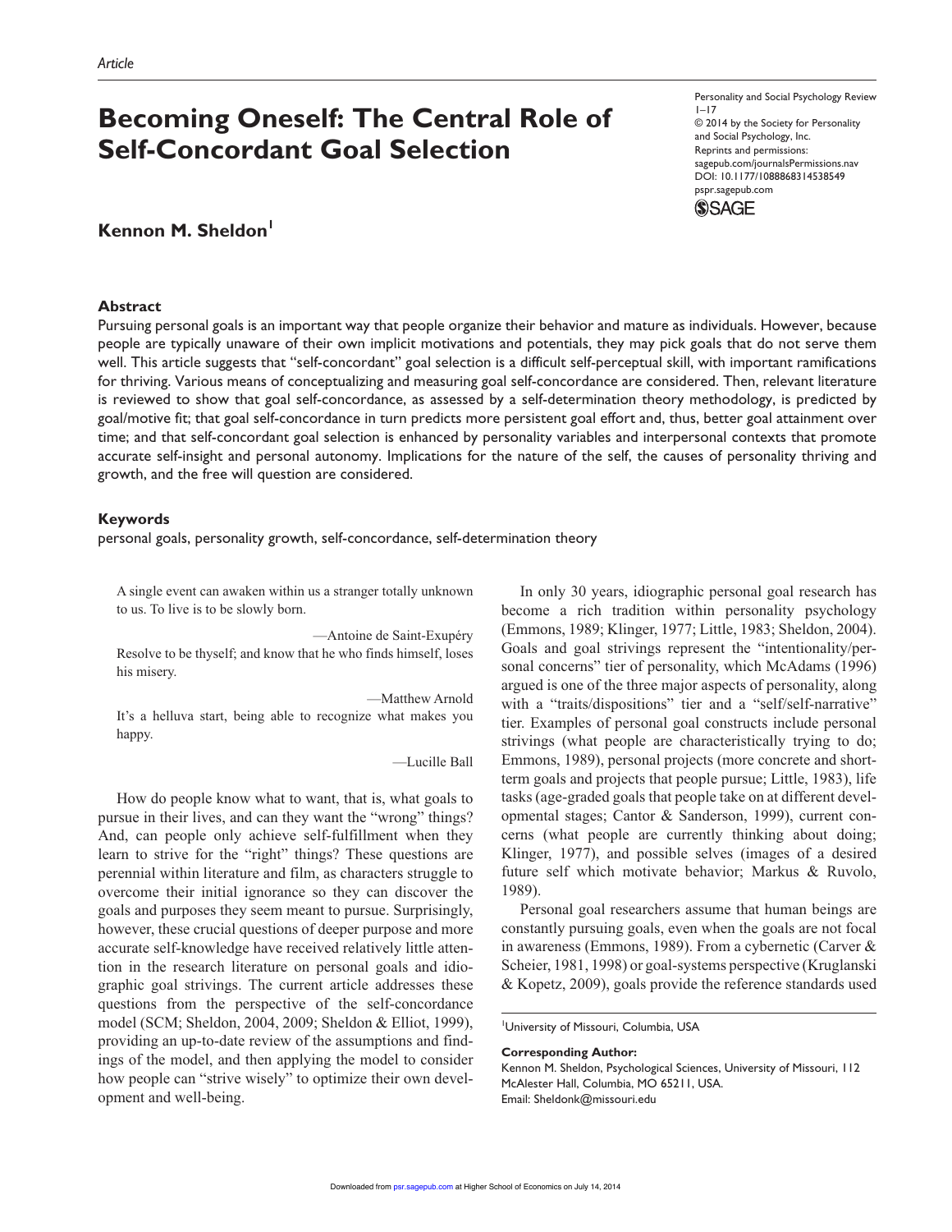Article

# Becoming Oneself: The Central Role of Self-Concordant Goal Selection

Personality and Social Psychology Review
1–17
© 2014 by the Society for Personality and Social Psychology, Inc.
Reprints and permissions: sagepub.com/journalsPermissions.nav
DOI: 10.1177/1088868314538549
pspr.sagepub.com

**Kennon M. Sheldon**[1]

## Abstract

Pursuing personal goals is an important way that people organize their behavior and mature as individuals. However, because people are typically unaware of their own implicit motivations and potentials, they may pick goals that do not serve them well. This article suggests that "self-concordant" goal selection is a difficult self-perceptual skill, with important ramifications for thriving. Various means of conceptualizing and measuring goal self-concordance are considered. Then, relevant literature is reviewed to show that goal self-concordance, as assessed by a self-determination theory methodology, is predicted by goal/motive fit; that goal self-concordance in turn predicts more persistent goal effort and, thus, better goal attainment over time; and that self-concordant goal selection is enhanced by personality variables and interpersonal contexts that promote accurate self-insight and personal autonomy. Implications for the nature of the self, the causes of personality thriving and growth, and the free will question are considered.

### Keywords

personal goals, personality growth, self-concordance, self-determination theory

> A single event can awaken within us a stranger totally unknown to us. To live is to be slowly born.
>
> —Antoine de Saint-Exupéry
>
> Resolve to be thyself; and know that he who finds himself, loses his misery.
>
> —Matthew Arnold
>
> It's a helluva start, being able to recognize what makes you happy.
>
> —Lucille Ball

How do people know what to want, that is, what goals to pursue in their lives, and can they want the "wrong" things? And, can people only achieve self-fulfillment when they learn to strive for the "right" things? These questions are perennial within literature and film, as characters struggle to overcome their initial ignorance so they can discover the goals and purposes they seem meant to pursue. Surprisingly, however, these crucial questions of deeper purpose and more accurate self-knowledge have received relatively little attention in the research literature on personal goals and idiographic goal strivings. The current article addresses these questions from the perspective of the self-concordance model (SCM; Sheldon, 2004, 2009; Sheldon & Elliot, 1999), providing an up-to-date review of the assumptions and findings of the model, and then applying the model to consider how people can "strive wisely" to optimize their own development and well-being.

In only 30 years, idiographic personal goal research has become a rich tradition within personality psychology (Emmons, 1989; Klinger, 1977; Little, 1983; Sheldon, 2004). Goals and goal strivings represent the "intentionality/personal concerns" tier of personality, which McAdams (1996) argued is one of the three major aspects of personality, along with a "traits/dispositions" tier and a "self/self-narrative" tier. Examples of personal goal constructs include personal strivings (what people are characteristically trying to do; Emmons, 1989), personal projects (more concrete and short-term goals and projects that people pursue; Little, 1983), life tasks (age-graded goals that people take on at different developmental stages; Cantor & Sanderson, 1999), current concerns (what people are currently thinking about doing; Klinger, 1977), and possible selves (images of a desired future self which motivate behavior; Markus & Ruvolo, 1989).

Personal goal researchers assume that human beings are constantly pursuing goals, even when the goals are not focal in awareness (Emmons, 1989). From a cybernetic (Carver & Scheier, 1981, 1998) or goal-systems perspective (Kruglanski & Kopetz, 2009), goals provide the reference standards used

[1]University of Missouri, Columbia, USA

**Corresponding Author:**
Kennon M. Sheldon, Psychological Sciences, University of Missouri, 112 McAlester Hall, Columbia, MO 65211, USA.
Email: Sheldonk@missouri.edu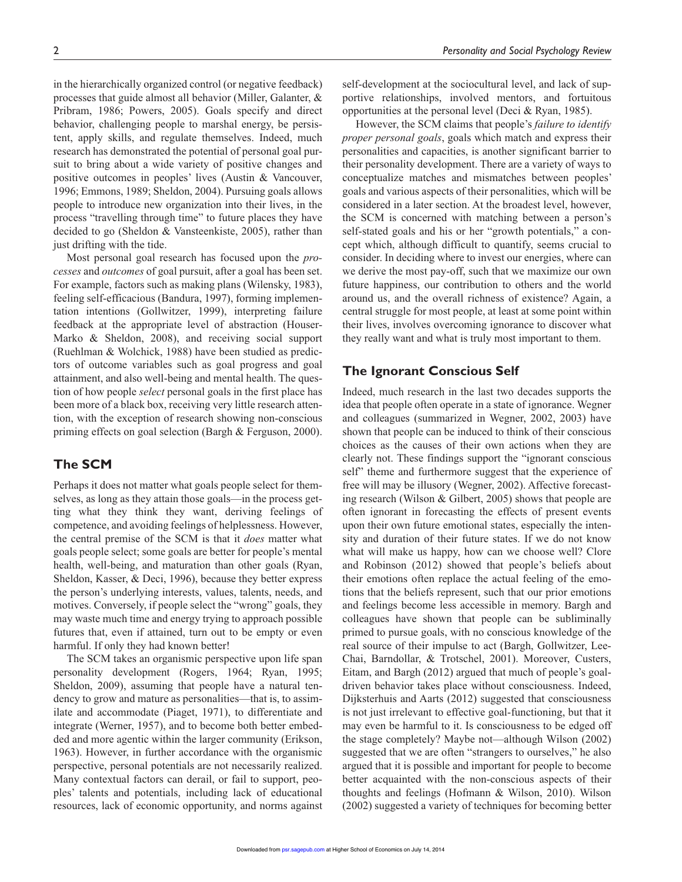in the hierarchically organized control (or negative feedback) processes that guide almost all behavior (Miller, Galanter, & Pribram, 1986; Powers, 2005). Goals specify and direct behavior, challenging people to marshal energy, be persistent, apply skills, and regulate themselves. Indeed, much research has demonstrated the potential of personal goal pursuit to bring about a wide variety of positive changes and positive outcomes in peoples' lives (Austin & Vancouver, 1996; Emmons, 1989; Sheldon, 2004). Pursuing goals allows people to introduce new organization into their lives, in the process "travelling through time" to future places they have decided to go (Sheldon & Vansteenkiste, 2005), rather than just drifting with the tide.

Most personal goal research has focused upon the *processes* and *outcomes* of goal pursuit, after a goal has been set. For example, factors such as making plans (Wilensky, 1983), feeling self-efficacious (Bandura, 1997), forming implementation intentions (Gollwitzer, 1999), interpreting failure feedback at the appropriate level of abstraction (Houser-Marko & Sheldon, 2008), and receiving social support (Ruehlman & Wolchick, 1988) have been studied as predictors of outcome variables such as goal progress and goal attainment, and also well-being and mental health. The question of how people *select* personal goals in the first place has been more of a black box, receiving very little research attention, with the exception of research showing non-conscious priming effects on goal selection (Bargh & Ferguson, 2000).

## The SCM

Perhaps it does not matter what goals people select for themselves, as long as they attain those goals—in the process getting what they think they want, deriving feelings of competence, and avoiding feelings of helplessness. However, the central premise of the SCM is that it *does* matter what goals people select; some goals are better for people's mental health, well-being, and maturation than other goals (Ryan, Sheldon, Kasser, & Deci, 1996), because they better express the person's underlying interests, values, talents, needs, and motives. Conversely, if people select the "wrong" goals, they may waste much time and energy trying to approach possible futures that, even if attained, turn out to be empty or even harmful. If only they had known better!

The SCM takes an organismic perspective upon life span personality development (Rogers, 1964; Ryan, 1995; Sheldon, 2009), assuming that people have a natural tendency to grow and mature as personalities—that is, to assimilate and accommodate (Piaget, 1971), to differentiate and integrate (Werner, 1957), and to become both better embedded and more agentic within the larger community (Erikson, 1963). However, in further accordance with the organismic perspective, personal potentials are not necessarily realized. Many contextual factors can derail, or fail to support, peoples' talents and potentials, including lack of educational resources, lack of economic opportunity, and norms against self-development at the sociocultural level, and lack of supportive relationships, involved mentors, and fortuitous opportunities at the personal level (Deci & Ryan, 1985).

However, the SCM claims that people's *failure to identify proper personal goals*, goals which match and express their personalities and capacities, is another significant barrier to their personality development. There are a variety of ways to conceptualize matches and mismatches between peoples' goals and various aspects of their personalities, which will be considered in a later section. At the broadest level, however, the SCM is concerned with matching between a person's self-stated goals and his or her "growth potentials," a concept which, although difficult to quantify, seems crucial to consider. In deciding where to invest our energies, where can we derive the most pay-off, such that we maximize our own future happiness, our contribution to others and the world around us, and the overall richness of existence? Again, a central struggle for most people, at least at some point within their lives, involves overcoming ignorance to discover what they really want and what is truly most important to them.

## The Ignorant Conscious Self

Indeed, much research in the last two decades supports the idea that people often operate in a state of ignorance. Wegner and colleagues (summarized in Wegner, 2002, 2003) have shown that people can be induced to think of their conscious choices as the causes of their own actions when they are clearly not. These findings support the "ignorant conscious self" theme and furthermore suggest that the experience of free will may be illusory (Wegner, 2002). Affective forecasting research (Wilson & Gilbert, 2005) shows that people are often ignorant in forecasting the effects of present events upon their own future emotional states, especially the intensity and duration of their future states. If we do not know what will make us happy, how can we choose well? Clore and Robinson (2012) showed that people's beliefs about their emotions often replace the actual feeling of the emotions that the beliefs represent, such that our prior emotions and feelings become less accessible in memory. Bargh and colleagues have shown that people can be subliminally primed to pursue goals, with no conscious knowledge of the real source of their impulse to act (Bargh, Gollwitzer, Lee-Chai, Barndollar, & Trotschel, 2001). Moreover, Custers, Eitam, and Bargh (2012) argued that much of people's goal-driven behavior takes place without consciousness. Indeed, Dijksterhuis and Aarts (2012) suggested that consciousness is not just irrelevant to effective goal-functioning, but that it may even be harmful to it. Is consciousness to be edged off the stage completely? Maybe not—although Wilson (2002) suggested that we are often "strangers to ourselves," he also argued that it is possible and important for people to become better acquainted with the non-conscious aspects of their thoughts and feelings (Hofmann & Wilson, 2010). Wilson (2002) suggested a variety of techniques for becoming better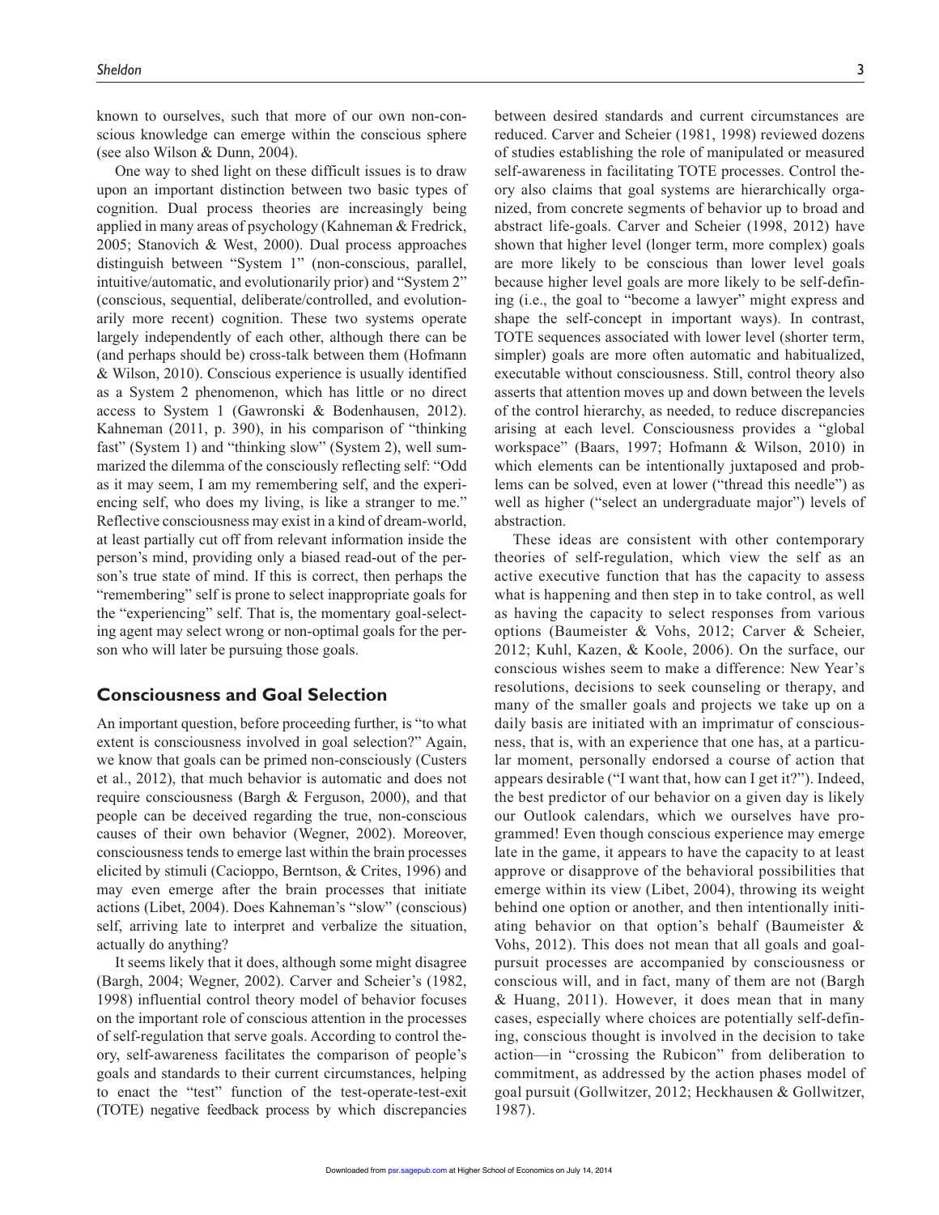known to ourselves, such that more of our own non-conscious knowledge can emerge within the conscious sphere (see also Wilson & Dunn, 2004).

One way to shed light on these difficult issues is to draw upon an important distinction between two basic types of cognition. Dual process theories are increasingly being applied in many areas of psychology (Kahneman & Fredrick, 2005; Stanovich & West, 2000). Dual process approaches distinguish between "System 1" (non-conscious, parallel, intuitive/automatic, and evolutionarily prior) and "System 2" (conscious, sequential, deliberate/controlled, and evolutionarily more recent) cognition. These two systems operate largely independently of each other, although there can be (and perhaps should be) cross-talk between them (Hofmann & Wilson, 2010). Conscious experience is usually identified as a System 2 phenomenon, which has little or no direct access to System 1 (Gawronski & Bodenhausen, 2012). Kahneman (2011, p. 390), in his comparison of "thinking fast" (System 1) and "thinking slow" (System 2), well summarized the dilemma of the consciously reflecting self: "Odd as it may seem, I am my remembering self, and the experiencing self, who does my living, is like a stranger to me." Reflective consciousness may exist in a kind of dream-world, at least partially cut off from relevant information inside the person's mind, providing only a biased read-out of the person's true state of mind. If this is correct, then perhaps the "remembering" self is prone to select inappropriate goals for the "experiencing" self. That is, the momentary goal-selecting agent may select wrong or non-optimal goals for the person who will later be pursuing those goals.

## Consciousness and Goal Selection

An important question, before proceeding further, is "to what extent is consciousness involved in goal selection?" Again, we know that goals can be primed non-consciously (Custers et al., 2012), that much behavior is automatic and does not require consciousness (Bargh & Ferguson, 2000), and that people can be deceived regarding the true, non-conscious causes of their own behavior (Wegner, 2002). Moreover, consciousness tends to emerge last within the brain processes elicited by stimuli (Cacioppo, Berntson, & Crites, 1996) and may even emerge after the brain processes that initiate actions (Libet, 2004). Does Kahneman's "slow" (conscious) self, arriving late to interpret and verbalize the situation, actually do anything?

It seems likely that it does, although some might disagree (Bargh, 2004; Wegner, 2002). Carver and Scheier's (1982, 1998) influential control theory model of behavior focuses on the important role of conscious attention in the processes of self-regulation that serve goals. According to control theory, self-awareness facilitates the comparison of people's goals and standards to their current circumstances, helping to enact the "test" function of the test-operate-test-exit (TOTE) negative feedback process by which discrepancies between desired standards and current circumstances are reduced. Carver and Scheier (1981, 1998) reviewed dozens of studies establishing the role of manipulated or measured self-awareness in facilitating TOTE processes. Control theory also claims that goal systems are hierarchically organized, from concrete segments of behavior up to broad and abstract life-goals. Carver and Scheier (1998, 2012) have shown that higher level (longer term, more complex) goals are more likely to be conscious than lower level goals because higher level goals are more likely to be self-defining (i.e., the goal to "become a lawyer" might express and shape the self-concept in important ways). In contrast, TOTE sequences associated with lower level (shorter term, simpler) goals are more often automatic and habitualized, executable without consciousness. Still, control theory also asserts that attention moves up and down between the levels of the control hierarchy, as needed, to reduce discrepancies arising at each level. Consciousness provides a "global workspace" (Baars, 1997; Hofmann & Wilson, 2010) in which elements can be intentionally juxtaposed and problems can be solved, even at lower ("thread this needle") as well as higher ("select an undergraduate major") levels of abstraction.

These ideas are consistent with other contemporary theories of self-regulation, which view the self as an active executive function that has the capacity to assess what is happening and then step in to take control, as well as having the capacity to select responses from various options (Baumeister & Vohs, 2012; Carver & Scheier, 2012; Kuhl, Kazen, & Koole, 2006). On the surface, our conscious wishes seem to make a difference: New Year's resolutions, decisions to seek counseling or therapy, and many of the smaller goals and projects we take up on a daily basis are initiated with an imprimatur of consciousness, that is, with an experience that one has, at a particular moment, personally endorsed a course of action that appears desirable ("I want that, how can I get it?"). Indeed, the best predictor of our behavior on a given day is likely our Outlook calendars, which we ourselves have programmed! Even though conscious experience may emerge late in the game, it appears to have the capacity to at least approve or disapprove of the behavioral possibilities that emerge within its view (Libet, 2004), throwing its weight behind one option or another, and then intentionally initiating behavior on that option's behalf (Baumeister & Vohs, 2012). This does not mean that all goals and goal-pursuit processes are accompanied by consciousness or conscious will, and in fact, many of them are not (Bargh & Huang, 2011). However, it does mean that in many cases, especially where choices are potentially self-defining, conscious thought is involved in the decision to take action—in "crossing the Rubicon" from deliberation to commitment, as addressed by the action phases model of goal pursuit (Gollwitzer, 2012; Heckhausen & Gollwitzer, 1987).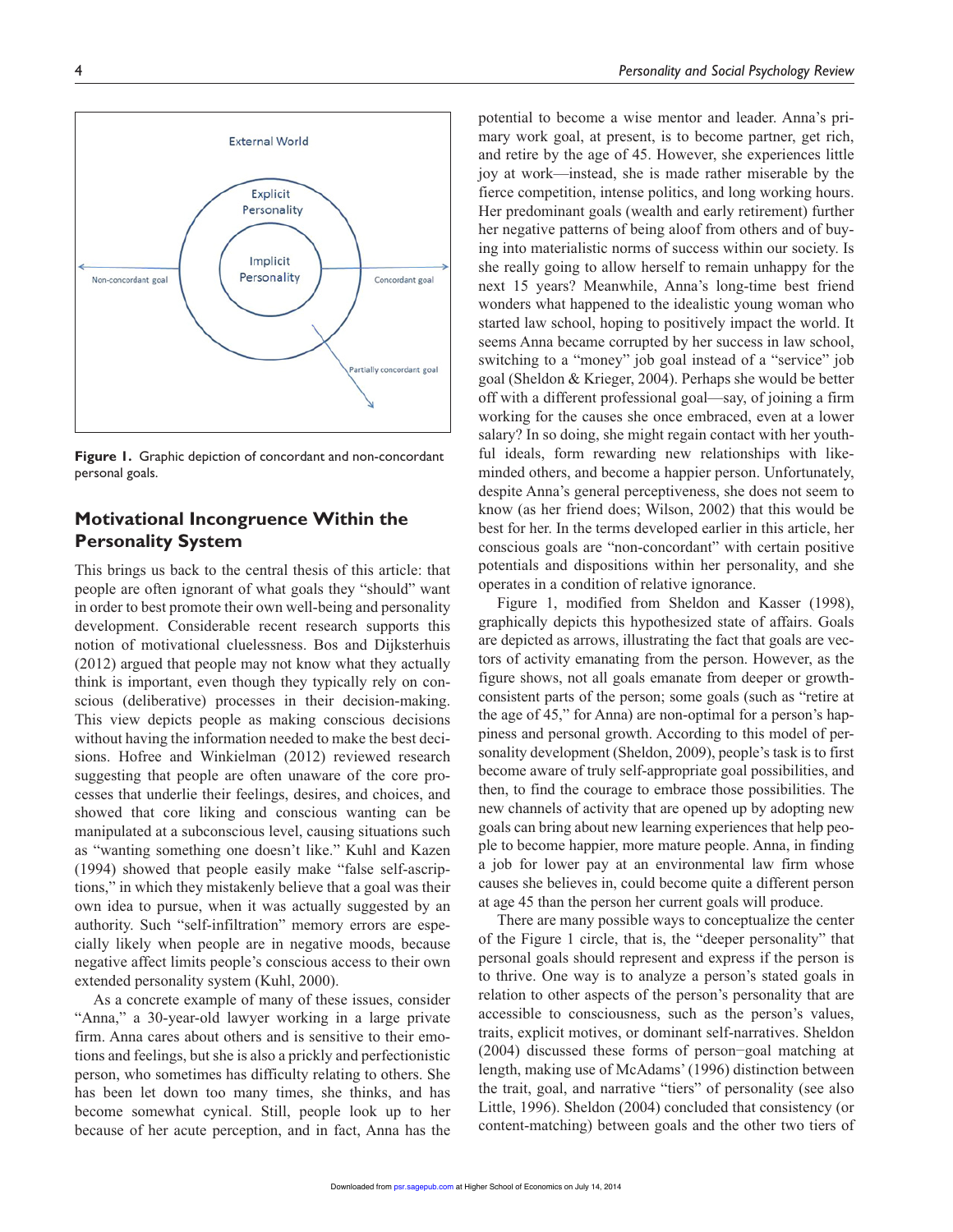Figure 1. Graphic depiction of concordant and non-concordant personal goals.

## Motivational Incongruence Within the Personality System

This brings us back to the central thesis of this article: that people are often ignorant of what goals they "should" want in order to best promote their own well-being and personality development. Considerable recent research supports this notion of motivational cluelessness. Bos and Dijksterhuis (2012) argued that people may not know what they actually think is important, even though they typically rely on conscious (deliberative) processes in their decision-making. This view depicts people as making conscious decisions without having the information needed to make the best decisions. Hofree and Winkielman (2012) reviewed research suggesting that people are often unaware of the core processes that underlie their feelings, desires, and choices, and showed that core liking and conscious wanting can be manipulated at a subconscious level, causing situations such as "wanting something one doesn't like." Kuhl and Kazen (1994) showed that people easily make "false self-ascriptions," in which they mistakenly believe that a goal was their own idea to pursue, when it was actually suggested by an authority. Such "self-infiltration" memory errors are especially likely when people are in negative moods, because negative affect limits people's conscious access to their own extended personality system (Kuhl, 2000).

As a concrete example of many of these issues, consider "Anna," a 30-year-old lawyer working in a large private firm. Anna cares about others and is sensitive to their emotions and feelings, but she is also a prickly and perfectionistic person, who sometimes has difficulty relating to others. She has been let down too many times, she thinks, and has become somewhat cynical. Still, people look up to her because of her acute perception, and in fact, Anna has the potential to become a wise mentor and leader. Anna's primary work goal, at present, is to become partner, get rich, and retire by the age of 45. However, she experiences little joy at work—instead, she is made rather miserable by the fierce competition, intense politics, and long working hours. Her predominant goals (wealth and early retirement) further her negative patterns of being aloof from others and of buying into materialistic norms of success within our society. Is she really going to allow herself to remain unhappy for the next 15 years? Meanwhile, Anna's long-time best friend wonders what happened to the idealistic young woman who started law school, hoping to positively impact the world. It seems Anna became corrupted by her success in law school, switching to a "money" job goal instead of a "service" job goal (Sheldon & Krieger, 2004). Perhaps she would be better off with a different professional goal—say, of joining a firm working for the causes she once embraced, even at a lower salary? In so doing, she might regain contact with her youthful ideals, form rewarding new relationships with like-minded others, and become a happier person. Unfortunately, despite Anna's general perceptiveness, she does not seem to know (as her friend does; Wilson, 2002) that this would be best for her. In the terms developed earlier in this article, her conscious goals are "non-concordant" with certain positive potentials and dispositions within her personality, and she operates in a condition of relative ignorance.

Figure 1, modified from Sheldon and Kasser (1998), graphically depicts this hypothesized state of affairs. Goals are depicted as arrows, illustrating the fact that goals are vectors of activity emanating from the person. However, as the figure shows, not all goals emanate from deeper or growth-consistent parts of the person; some goals (such as "retire at the age of 45," for Anna) are non-optimal for a person's happiness and personal growth. According to this model of personality development (Sheldon, 2009), people's task is to first become aware of truly self-appropriate goal possibilities, and then, to find the courage to embrace those possibilities. The new channels of activity that are opened up by adopting new goals can bring about new learning experiences that help people to become happier, more mature people. Anna, in finding a job for lower pay at an environmental law firm whose causes she believes in, could become quite a different person at age 45 than the person her current goals will produce.

There are many possible ways to conceptualize the center of the Figure 1 circle, that is, the "deeper personality" that personal goals should represent and express if the person is to thrive. One way is to analyze a person's stated goals in relation to other aspects of the person's personality that are accessible to consciousness, such as the person's values, traits, explicit motives, or dominant self-narratives. Sheldon (2004) discussed these forms of person−goal matching at length, making use of McAdams' (1996) distinction between the trait, goal, and narrative "tiers" of personality (see also Little, 1996). Sheldon (2004) concluded that consistency (or content-matching) between goals and the other two tiers of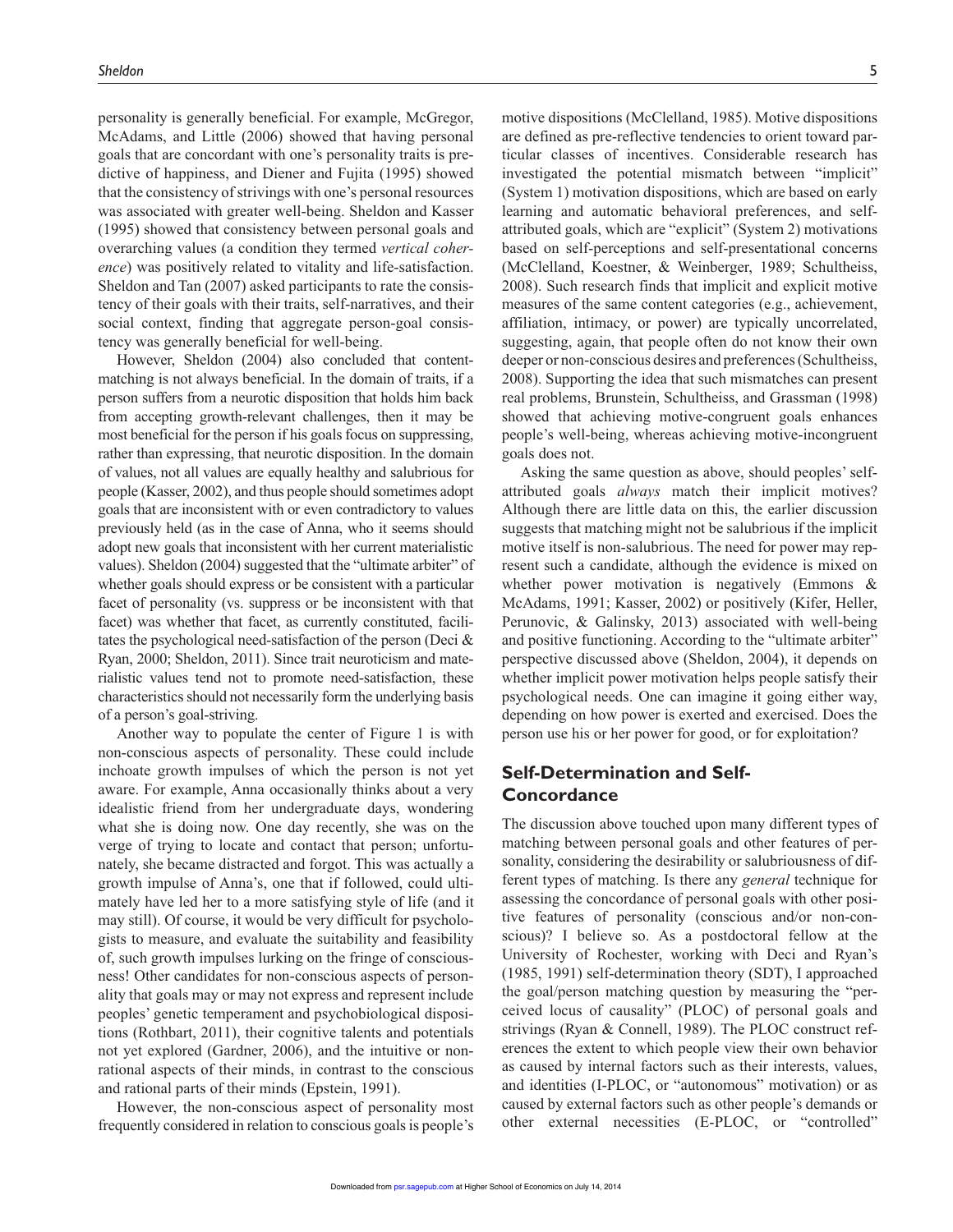personality is generally beneficial. For example, McGregor, McAdams, and Little (2006) showed that having personal goals that are concordant with one's personality traits is predictive of happiness, and Diener and Fujita (1995) showed that the consistency of strivings with one's personal resources was associated with greater well-being. Sheldon and Kasser (1995) showed that consistency between personal goals and overarching values (a condition they termed *vertical coherence*) was positively related to vitality and life-satisfaction. Sheldon and Tan (2007) asked participants to rate the consistency of their goals with their traits, self-narratives, and their social context, finding that aggregate person-goal consistency was generally beneficial for well-being.

However, Sheldon (2004) also concluded that content-matching is not always beneficial. In the domain of traits, if a person suffers from a neurotic disposition that holds him back from accepting growth-relevant challenges, then it may be most beneficial for the person if his goals focus on suppressing, rather than expressing, that neurotic disposition. In the domain of values, not all values are equally healthy and salubrious for people (Kasser, 2002), and thus people should sometimes adopt goals that are inconsistent with or even contradictory to values previously held (as in the case of Anna, who it seems should adopt new goals that inconsistent with her current materialistic values). Sheldon (2004) suggested that the "ultimate arbiter" of whether goals should express or be consistent with a particular facet of personality (vs. suppress or be inconsistent with that facet) was whether that facet, as currently constituted, facilitates the psychological need-satisfaction of the person (Deci & Ryan, 2000; Sheldon, 2011). Since trait neuroticism and materialistic values tend not to promote need-satisfaction, these characteristics should not necessarily form the underlying basis of a person's goal-striving.

Another way to populate the center of Figure 1 is with non-conscious aspects of personality. These could include inchoate growth impulses of which the person is not yet aware. For example, Anna occasionally thinks about a very idealistic friend from her undergraduate days, wondering what she is doing now. One day recently, she was on the verge of trying to locate and contact that person; unfortunately, she became distracted and forgot. This was actually a growth impulse of Anna's, one that if followed, could ultimately have led her to a more satisfying style of life (and it may still). Of course, it would be very difficult for psychologists to measure, and evaluate the suitability and feasibility of, such growth impulses lurking on the fringe of consciousness! Other candidates for non-conscious aspects of personality that goals may or may not express and represent include peoples' genetic temperament and psychobiological dispositions (Rothbart, 2011), their cognitive talents and potentials not yet explored (Gardner, 2006), and the intuitive or non-rational aspects of their minds, in contrast to the conscious and rational parts of their minds (Epstein, 1991).

However, the non-conscious aspect of personality most frequently considered in relation to conscious goals is people's motive dispositions (McClelland, 1985). Motive dispositions are defined as pre-reflective tendencies to orient toward particular classes of incentives. Considerable research has investigated the potential mismatch between "implicit" (System 1) motivation dispositions, which are based on early learning and automatic behavioral preferences, and self-attributed goals, which are "explicit" (System 2) motivations based on self-perceptions and self-presentational concerns (McClelland, Koestner, & Weinberger, 1989; Schultheiss, 2008). Such research finds that implicit and explicit motive measures of the same content categories (e.g., achievement, affiliation, intimacy, or power) are typically uncorrelated, suggesting, again, that people often do not know their own deeper or non-conscious desires and preferences (Schultheiss, 2008). Supporting the idea that such mismatches can present real problems, Brunstein, Schultheiss, and Grassman (1998) showed that achieving motive-congruent goals enhances people's well-being, whereas achieving motive-incongruent goals does not.

Asking the same question as above, should peoples' self-attributed goals *always* match their implicit motives? Although there are little data on this, the earlier discussion suggests that matching might not be salubrious if the implicit motive itself is non-salubrious. The need for power may represent such a candidate, although the evidence is mixed on whether power motivation is negatively (Emmons & McAdams, 1991; Kasser, 2002) or positively (Kifer, Heller, Perunovic, & Galinsky, 2013) associated with well-being and positive functioning. According to the "ultimate arbiter" perspective discussed above (Sheldon, 2004), it depends on whether implicit power motivation helps people satisfy their psychological needs. One can imagine it going either way, depending on how power is exerted and exercised. Does the person use his or her power for good, or for exploitation?

## Self-Determination and Self-Concordance

The discussion above touched upon many different types of matching between personal goals and other features of personality, considering the desirability or salubriousness of different types of matching. Is there any *general* technique for assessing the concordance of personal goals with other positive features of personality (conscious and/or non-conscious)? I believe so. As a postdoctoral fellow at the University of Rochester, working with Deci and Ryan's (1985, 1991) self-determination theory (SDT), I approached the goal/person matching question by measuring the "perceived locus of causality" (PLOC) of personal goals and strivings (Ryan & Connell, 1989). The PLOC construct references the extent to which people view their own behavior as caused by internal factors such as their interests, values, and identities (I-PLOC, or "autonomous" motivation) or as caused by external factors such as other people's demands or other external necessities (E-PLOC, or "controlled"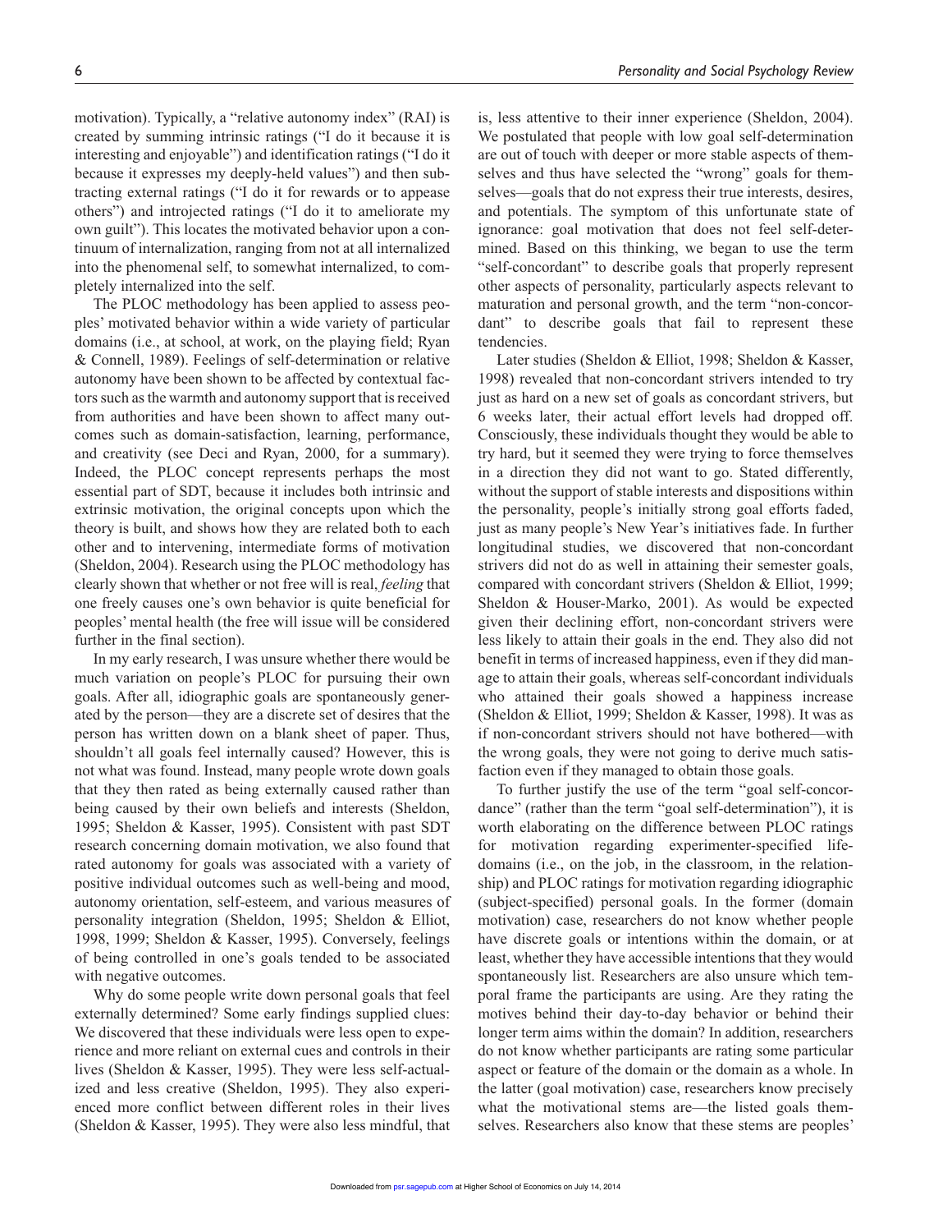motivation). Typically, a "relative autonomy index" (RAI) is created by summing intrinsic ratings ("I do it because it is interesting and enjoyable") and identification ratings ("I do it because it expresses my deeply-held values") and then subtracting external ratings ("I do it for rewards or to appease others") and introjected ratings ("I do it to ameliorate my own guilt"). This locates the motivated behavior upon a continuum of internalization, ranging from not at all internalized into the phenomenal self, to somewhat internalized, to completely internalized into the self.

The PLOC methodology has been applied to assess peoples' motivated behavior within a wide variety of particular domains (i.e., at school, at work, on the playing field; Ryan & Connell, 1989). Feelings of self-determination or relative autonomy have been shown to be affected by contextual factors such as the warmth and autonomy support that is received from authorities and have been shown to affect many outcomes such as domain-satisfaction, learning, performance, and creativity (see Deci and Ryan, 2000, for a summary). Indeed, the PLOC concept represents perhaps the most essential part of SDT, because it includes both intrinsic and extrinsic motivation, the original concepts upon which the theory is built, and shows how they are related both to each other and to intervening, intermediate forms of motivation (Sheldon, 2004). Research using the PLOC methodology has clearly shown that whether or not free will is real, *feeling* that one freely causes one's own behavior is quite beneficial for peoples' mental health (the free will issue will be considered further in the final section).

In my early research, I was unsure whether there would be much variation on people's PLOC for pursuing their own goals. After all, idiographic goals are spontaneously generated by the person—they are a discrete set of desires that the person has written down on a blank sheet of paper. Thus, shouldn't all goals feel internally caused? However, this is not what was found. Instead, many people wrote down goals that they then rated as being externally caused rather than being caused by their own beliefs and interests (Sheldon, 1995; Sheldon & Kasser, 1995). Consistent with past SDT research concerning domain motivation, we also found that rated autonomy for goals was associated with a variety of positive individual outcomes such as well-being and mood, autonomy orientation, self-esteem, and various measures of personality integration (Sheldon, 1995; Sheldon & Elliot, 1998, 1999; Sheldon & Kasser, 1995). Conversely, feelings of being controlled in one's goals tended to be associated with negative outcomes.

Why do some people write down personal goals that feel externally determined? Some early findings supplied clues: We discovered that these individuals were less open to experience and more reliant on external cues and controls in their lives (Sheldon & Kasser, 1995). They were less self-actualized and less creative (Sheldon, 1995). They also experienced more conflict between different roles in their lives (Sheldon & Kasser, 1995). They were also less mindful, that is, less attentive to their inner experience (Sheldon, 2004). We postulated that people with low goal self-determination are out of touch with deeper or more stable aspects of themselves and thus have selected the "wrong" goals for themselves—goals that do not express their true interests, desires, and potentials. The symptom of this unfortunate state of ignorance: goal motivation that does not feel self-determined. Based on this thinking, we began to use the term "self-concordant" to describe goals that properly represent other aspects of personality, particularly aspects relevant to maturation and personal growth, and the term "non-concordant" to describe goals that fail to represent these tendencies.

Later studies (Sheldon & Elliot, 1998; Sheldon & Kasser, 1998) revealed that non-concordant strivers intended to try just as hard on a new set of goals as concordant strivers, but 6 weeks later, their actual effort levels had dropped off. Consciously, these individuals thought they would be able to try hard, but it seemed they were trying to force themselves in a direction they did not want to go. Stated differently, without the support of stable interests and dispositions within the personality, people's initially strong goal efforts faded, just as many people's New Year's initiatives fade. In further longitudinal studies, we discovered that non-concordant strivers did not do as well in attaining their semester goals, compared with concordant strivers (Sheldon & Elliot, 1999; Sheldon & Houser-Marko, 2001). As would be expected given their declining effort, non-concordant strivers were less likely to attain their goals in the end. They also did not benefit in terms of increased happiness, even if they did manage to attain their goals, whereas self-concordant individuals who attained their goals showed a happiness increase (Sheldon & Elliot, 1999; Sheldon & Kasser, 1998). It was as if non-concordant strivers should not have bothered—with the wrong goals, they were not going to derive much satisfaction even if they managed to obtain those goals.

To further justify the use of the term "goal self-concordance" (rather than the term "goal self-determination"), it is worth elaborating on the difference between PLOC ratings for motivation regarding experimenter-specified life-domains (i.e., on the job, in the classroom, in the relationship) and PLOC ratings for motivation regarding idiographic (subject-specified) personal goals. In the former (domain motivation) case, researchers do not know whether people have discrete goals or intentions within the domain, or at least, whether they have accessible intentions that they would spontaneously list. Researchers are also unsure which temporal frame the participants are using. Are they rating the motives behind their day-to-day behavior or behind their longer term aims within the domain? In addition, researchers do not know whether participants are rating some particular aspect or feature of the domain or the domain as a whole. In the latter (goal motivation) case, researchers know precisely what the motivational stems are—the listed goals themselves. Researchers also know that these stems are peoples'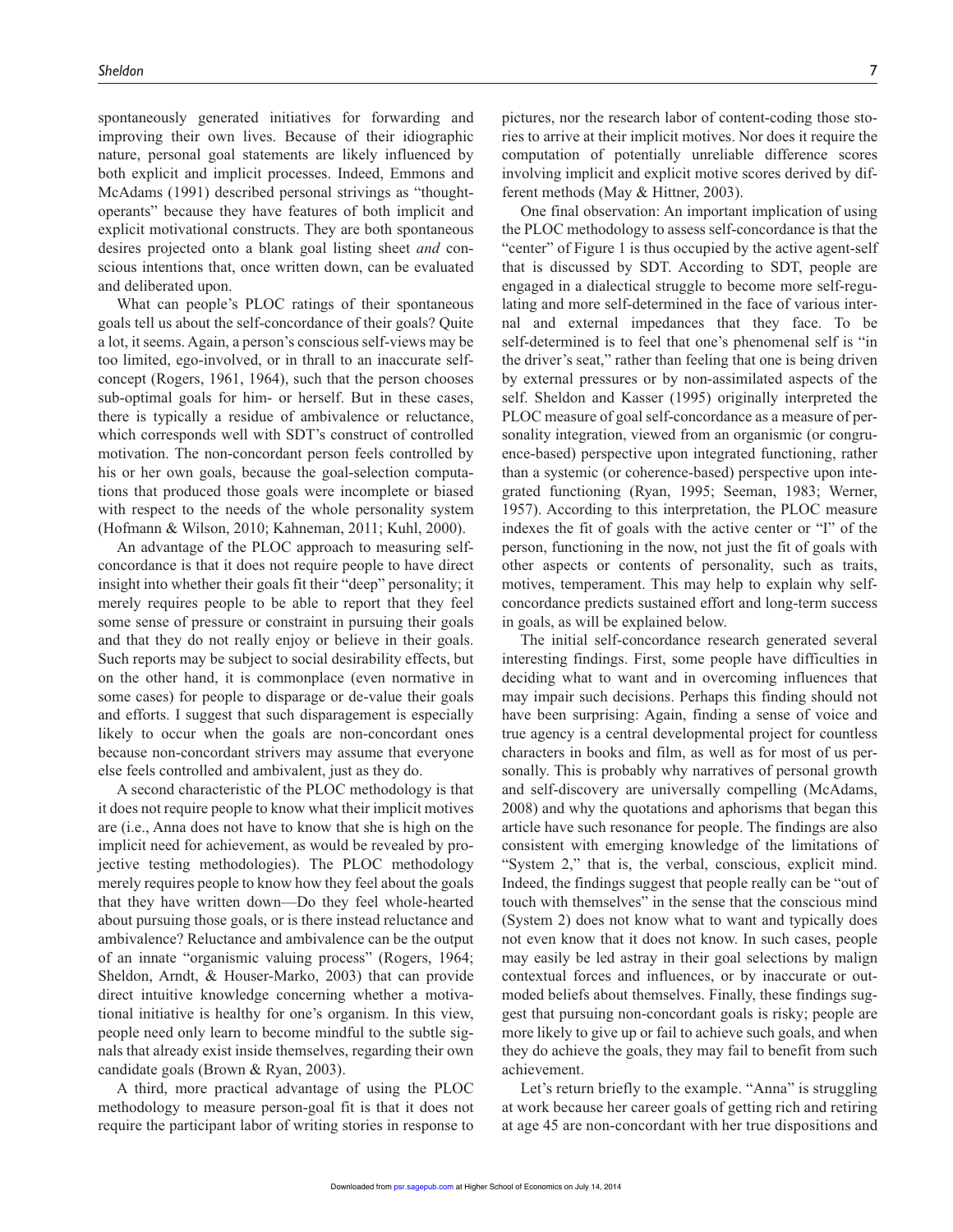spontaneously generated initiatives for forwarding and improving their own lives. Because of their idiographic nature, personal goal statements are likely influenced by both explicit and implicit processes. Indeed, Emmons and McAdams (1991) described personal strivings as "thought-operants" because they have features of both implicit and explicit motivational constructs. They are both spontaneous desires projected onto a blank goal listing sheet *and* conscious intentions that, once written down, can be evaluated and deliberated upon.

What can people's PLOC ratings of their spontaneous goals tell us about the self-concordance of their goals? Quite a lot, it seems. Again, a person's conscious self-views may be too limited, ego-involved, or in thrall to an inaccurate self-concept (Rogers, 1961, 1964), such that the person chooses sub-optimal goals for him- or herself. But in these cases, there is typically a residue of ambivalence or reluctance, which corresponds well with SDT's construct of controlled motivation. The non-concordant person feels controlled by his or her own goals, because the goal-selection computations that produced those goals were incomplete or biased with respect to the needs of the whole personality system (Hofmann & Wilson, 2010; Kahneman, 2011; Kuhl, 2000).

An advantage of the PLOC approach to measuring self-concordance is that it does not require people to have direct insight into whether their goals fit their "deep" personality; it merely requires people to be able to report that they feel some sense of pressure or constraint in pursuing their goals and that they do not really enjoy or believe in their goals. Such reports may be subject to social desirability effects, but on the other hand, it is commonplace (even normative in some cases) for people to disparage or de-value their goals and efforts. I suggest that such disparagement is especially likely to occur when the goals are non-concordant ones because non-concordant strivers may assume that everyone else feels controlled and ambivalent, just as they do.

A second characteristic of the PLOC methodology is that it does not require people to know what their implicit motives are (i.e., Anna does not have to know that she is high on the implicit need for achievement, as would be revealed by projective testing methodologies). The PLOC methodology merely requires people to know how they feel about the goals that they have written down—Do they feel whole-hearted about pursuing those goals, or is there instead reluctance and ambivalence? Reluctance and ambivalence can be the output of an innate "organismic valuing process" (Rogers, 1964; Sheldon, Arndt, & Houser-Marko, 2003) that can provide direct intuitive knowledge concerning whether a motivational initiative is healthy for one's organism. In this view, people need only learn to become mindful to the subtle signals that already exist inside themselves, regarding their own candidate goals (Brown & Ryan, 2003).

A third, more practical advantage of using the PLOC methodology to measure person-goal fit is that it does not require the participant labor of writing stories in response to pictures, nor the research labor of content-coding those stories to arrive at their implicit motives. Nor does it require the computation of potentially unreliable difference scores involving implicit and explicit motive scores derived by different methods (May & Hittner, 2003).

One final observation: An important implication of using the PLOC methodology to assess self-concordance is that the "center" of Figure 1 is thus occupied by the active agent-self that is discussed by SDT. According to SDT, people are engaged in a dialectical struggle to become more self-regulating and more self-determined in the face of various internal and external impedances that they face. To be self-determined is to feel that one's phenomenal self is "in the driver's seat," rather than feeling that one is being driven by external pressures or by non-assimilated aspects of the self. Sheldon and Kasser (1995) originally interpreted the PLOC measure of goal self-concordance as a measure of personality integration, viewed from an organismic (or congruence-based) perspective upon integrated functioning, rather than a systemic (or coherence-based) perspective upon integrated functioning (Ryan, 1995; Seeman, 1983; Werner, 1957). According to this interpretation, the PLOC measure indexes the fit of goals with the active center or "I" of the person, functioning in the now, not just the fit of goals with other aspects or contents of personality, such as traits, motives, temperament. This may help to explain why self-concordance predicts sustained effort and long-term success in goals, as will be explained below.

The initial self-concordance research generated several interesting findings. First, some people have difficulties in deciding what to want and in overcoming influences that may impair such decisions. Perhaps this finding should not have been surprising: Again, finding a sense of voice and true agency is a central developmental project for countless characters in books and film, as well as for most of us personally. This is probably why narratives of personal growth and self-discovery are universally compelling (McAdams, 2008) and why the quotations and aphorisms that began this article have such resonance for people. The findings are also consistent with emerging knowledge of the limitations of "System 2," that is, the verbal, conscious, explicit mind. Indeed, the findings suggest that people really can be "out of touch with themselves" in the sense that the conscious mind (System 2) does not know what to want and typically does not even know that it does not know. In such cases, people may easily be led astray in their goal selections by malign contextual forces and influences, or by inaccurate or outmoded beliefs about themselves. Finally, these findings suggest that pursuing non-concordant goals is risky; people are more likely to give up or fail to achieve such goals, and when they do achieve the goals, they may fail to benefit from such achievement.

Let's return briefly to the example. "Anna" is struggling at work because her career goals of getting rich and retiring at age 45 are non-concordant with her true dispositions and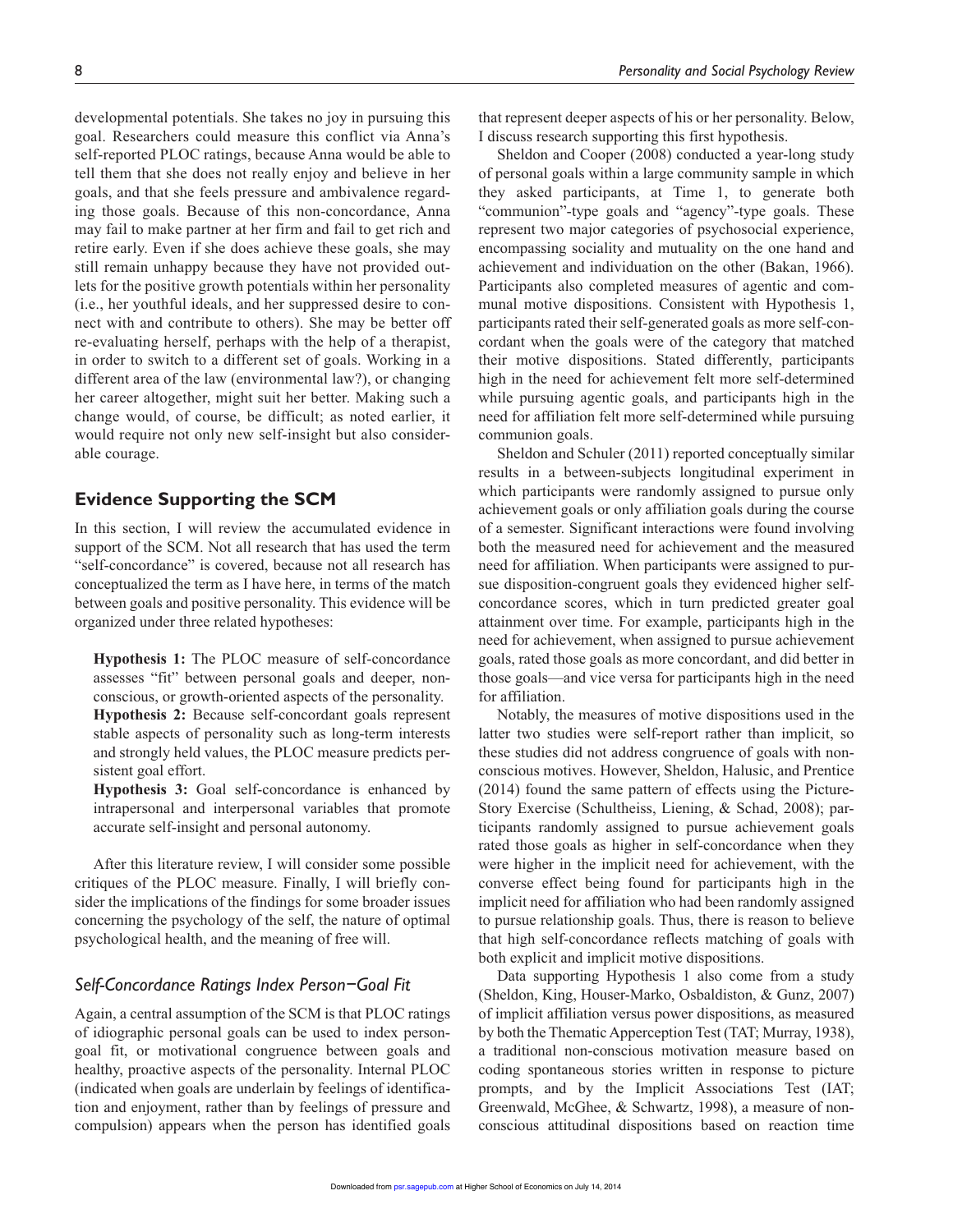developmental potentials. She takes no joy in pursuing this goal. Researchers could measure this conflict via Anna's self-reported PLOC ratings, because Anna would be able to tell them that she does not really enjoy and believe in her goals, and that she feels pressure and ambivalence regarding those goals. Because of this non-concordance, Anna may fail to make partner at her firm and fail to get rich and retire early. Even if she does achieve these goals, she may still remain unhappy because they have not provided outlets for the positive growth potentials within her personality (i.e., her youthful ideals, and her suppressed desire to connect with and contribute to others). She may be better off re-evaluating herself, perhaps with the help of a therapist, in order to switch to a different set of goals. Working in a different area of the law (environmental law?), or changing her career altogether, might suit her better. Making such a change would, of course, be difficult; as noted earlier, it would require not only new self-insight but also considerable courage.

## Evidence Supporting the SCM

In this section, I will review the accumulated evidence in support of the SCM. Not all research that has used the term "self-concordance" is covered, because not all research has conceptualized the term as I have here, in terms of the match between goals and positive personality. This evidence will be organized under three related hypotheses:

**Hypothesis 1:** The PLOC measure of self-concordance assesses "fit" between personal goals and deeper, non-conscious, or growth-oriented aspects of the personality.

**Hypothesis 2:** Because self-concordant goals represent stable aspects of personality such as long-term interests and strongly held values, the PLOC measure predicts persistent goal effort.

**Hypothesis 3:** Goal self-concordance is enhanced by intrapersonal and interpersonal variables that promote accurate self-insight and personal autonomy.

After this literature review, I will consider some possible critiques of the PLOC measure. Finally, I will briefly consider the implications of the findings for some broader issues concerning the psychology of the self, the nature of optimal psychological health, and the meaning of free will.

### *Self-Concordance Ratings Index Person–Goal Fit*

Again, a central assumption of the SCM is that PLOC ratings of idiographic personal goals can be used to index person-goal fit, or motivational congruence between goals and healthy, proactive aspects of the personality. Internal PLOC (indicated when goals are underlain by feelings of identification and enjoyment, rather than by feelings of pressure and compulsion) appears when the person has identified goals that represent deeper aspects of his or her personality. Below, I discuss research supporting this first hypothesis.

Sheldon and Cooper (2008) conducted a year-long study of personal goals within a large community sample in which they asked participants, at Time 1, to generate both "communion"-type goals and "agency"-type goals. These represent two major categories of psychosocial experience, encompassing sociality and mutuality on the one hand and achievement and individuation on the other (Bakan, 1966). Participants also completed measures of agentic and communal motive dispositions. Consistent with Hypothesis 1, participants rated their self-generated goals as more self-concordant when the goals were of the category that matched their motive dispositions. Stated differently, participants high in the need for achievement felt more self-determined while pursuing agentic goals, and participants high in the need for affiliation felt more self-determined while pursuing communion goals.

Sheldon and Schuler (2011) reported conceptually similar results in a between-subjects longitudinal experiment in which participants were randomly assigned to pursue only achievement goals or only affiliation goals during the course of a semester. Significant interactions were found involving both the measured need for achievement and the measured need for affiliation. When participants were assigned to pursue disposition-congruent goals they evidenced higher self-concordance scores, which in turn predicted greater goal attainment over time. For example, participants high in the need for achievement, when assigned to pursue achievement goals, rated those goals as more concordant, and did better in those goals—and vice versa for participants high in the need for affiliation.

Notably, the measures of motive dispositions used in the latter two studies were self-report rather than implicit, so these studies did not address congruence of goals with non-conscious motives. However, Sheldon, Halusic, and Prentice (2014) found the same pattern of effects using the Picture-Story Exercise (Schultheiss, Liening, & Schad, 2008); participants randomly assigned to pursue achievement goals rated those goals as higher in self-concordance when they were higher in the implicit need for achievement, with the converse effect being found for participants high in the implicit need for affiliation who had been randomly assigned to pursue relationship goals. Thus, there is reason to believe that high self-concordance reflects matching of goals with both explicit and implicit motive dispositions.

Data supporting Hypothesis 1 also come from a study (Sheldon, King, Houser-Marko, Osbaldiston, & Gunz, 2007) of implicit affiliation versus power dispositions, as measured by both the Thematic Apperception Test (TAT; Murray, 1938), a traditional non-conscious motivation measure based on coding spontaneous stories written in response to picture prompts, and by the Implicit Associations Test (IAT; Greenwald, McGhee, & Schwartz, 1998), a measure of non-conscious attitudinal dispositions based on reaction time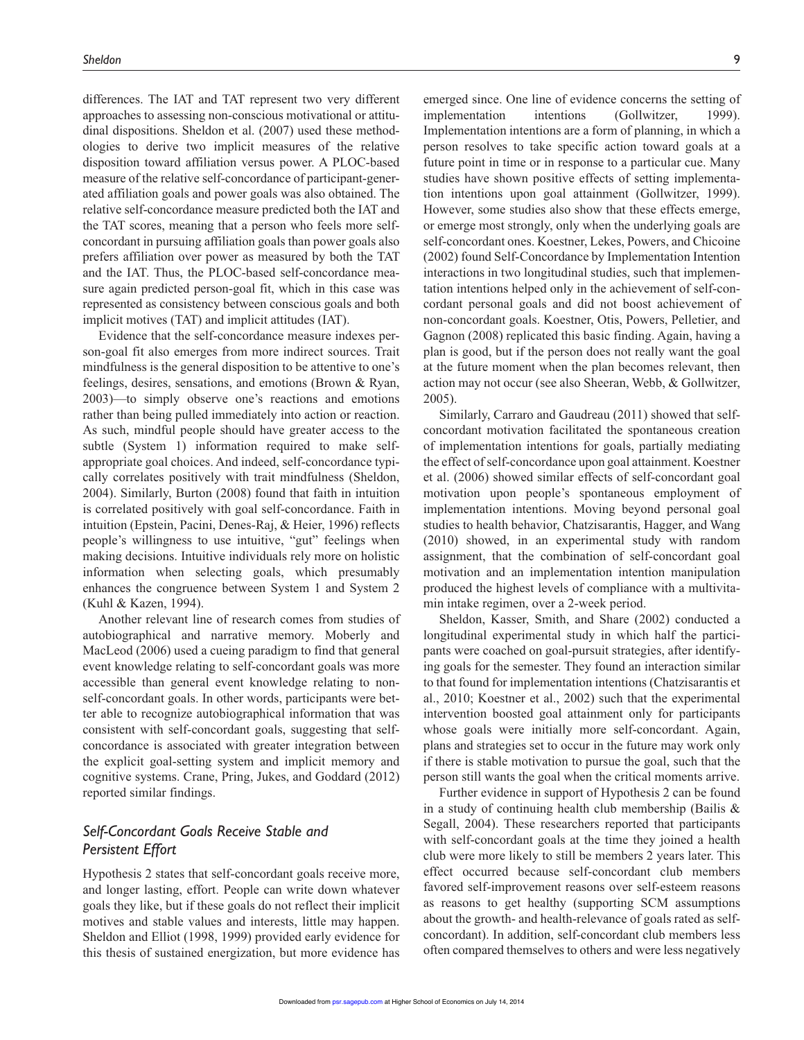differences. The IAT and TAT represent two very different approaches to assessing non-conscious motivational or attitudinal dispositions. Sheldon et al. (2007) used these methodologies to derive two implicit measures of the relative disposition toward affiliation versus power. A PLOC-based measure of the relative self-concordance of participant-generated affiliation goals and power goals was also obtained. The relative self-concordance measure predicted both the IAT and the TAT scores, meaning that a person who feels more self-concordant in pursuing affiliation goals than power goals also prefers affiliation over power as measured by both the TAT and the IAT. Thus, the PLOC-based self-concordance measure again predicted person-goal fit, which in this case was represented as consistency between conscious goals and both implicit motives (TAT) and implicit attitudes (IAT).

Evidence that the self-concordance measure indexes person-goal fit also emerges from more indirect sources. Trait mindfulness is the general disposition to be attentive to one's feelings, desires, sensations, and emotions (Brown & Ryan, 2003)—to simply observe one's reactions and emotions rather than being pulled immediately into action or reaction. As such, mindful people should have greater access to the subtle (System 1) information required to make self-appropriate goal choices. And indeed, self-concordance typically correlates positively with trait mindfulness (Sheldon, 2004). Similarly, Burton (2008) found that faith in intuition is correlated positively with goal self-concordance. Faith in intuition (Epstein, Pacini, Denes-Raj, & Heier, 1996) reflects people's willingness to use intuitive, "gut" feelings when making decisions. Intuitive individuals rely more on holistic information when selecting goals, which presumably enhances the congruence between System 1 and System 2 (Kuhl & Kazen, 1994).

Another relevant line of research comes from studies of autobiographical and narrative memory. Moberly and MacLeod (2006) used a cueing paradigm to find that general event knowledge relating to self-concordant goals was more accessible than general event knowledge relating to non-self-concordant goals. In other words, participants were better able to recognize autobiographical information that was consistent with self-concordant goals, suggesting that self-concordance is associated with greater integration between the explicit goal-setting system and implicit memory and cognitive systems. Crane, Pring, Jukes, and Goddard (2012) reported similar findings.

## *Self-Concordant Goals Receive Stable and Persistent Effort*

Hypothesis 2 states that self-concordant goals receive more, and longer lasting, effort. People can write down whatever goals they like, but if these goals do not reflect their implicit motives and stable values and interests, little may happen. Sheldon and Elliot (1998, 1999) provided early evidence for this thesis of sustained energization, but more evidence has emerged since. One line of evidence concerns the setting of implementation intentions (Gollwitzer, 1999). Implementation intentions are a form of planning, in which a person resolves to take specific action toward goals at a future point in time or in response to a particular cue. Many studies have shown positive effects of setting implementation intentions upon goal attainment (Gollwitzer, 1999). However, some studies also show that these effects emerge, or emerge most strongly, only when the underlying goals are self-concordant ones. Koestner, Lekes, Powers, and Chicoine (2002) found Self-Concordance by Implementation Intention interactions in two longitudinal studies, such that implementation intentions helped only in the achievement of self-concordant personal goals and did not boost achievement of non-concordant goals. Koestner, Otis, Powers, Pelletier, and Gagnon (2008) replicated this basic finding. Again, having a plan is good, but if the person does not really want the goal at the future moment when the plan becomes relevant, then action may not occur (see also Sheeran, Webb, & Gollwitzer, 2005).

Similarly, Carraro and Gaudreau (2011) showed that self-concordant motivation facilitated the spontaneous creation of implementation intentions for goals, partially mediating the effect of self-concordance upon goal attainment. Koestner et al. (2006) showed similar effects of self-concordant goal motivation upon people's spontaneous employment of implementation intentions. Moving beyond personal goal studies to health behavior, Chatzisarantis, Hagger, and Wang (2010) showed, in an experimental study with random assignment, that the combination of self-concordant goal motivation and an implementation intention manipulation produced the highest levels of compliance with a multivitamin intake regimen, over a 2-week period.

Sheldon, Kasser, Smith, and Share (2002) conducted a longitudinal experimental study in which half the participants were coached on goal-pursuit strategies, after identifying goals for the semester. They found an interaction similar to that found for implementation intentions (Chatzisarantis et al., 2010; Koestner et al., 2002) such that the experimental intervention boosted goal attainment only for participants whose goals were initially more self-concordant. Again, plans and strategies set to occur in the future may work only if there is stable motivation to pursue the goal, such that the person still wants the goal when the critical moments arrive.

Further evidence in support of Hypothesis 2 can be found in a study of continuing health club membership (Bailis & Segall, 2004). These researchers reported that participants with self-concordant goals at the time they joined a health club were more likely to still be members 2 years later. This effect occurred because self-concordant club members favored self-improvement reasons over self-esteem reasons as reasons to get healthy (supporting SCM assumptions about the growth- and health-relevance of goals rated as self-concordant). In addition, self-concordant club members less often compared themselves to others and were less negatively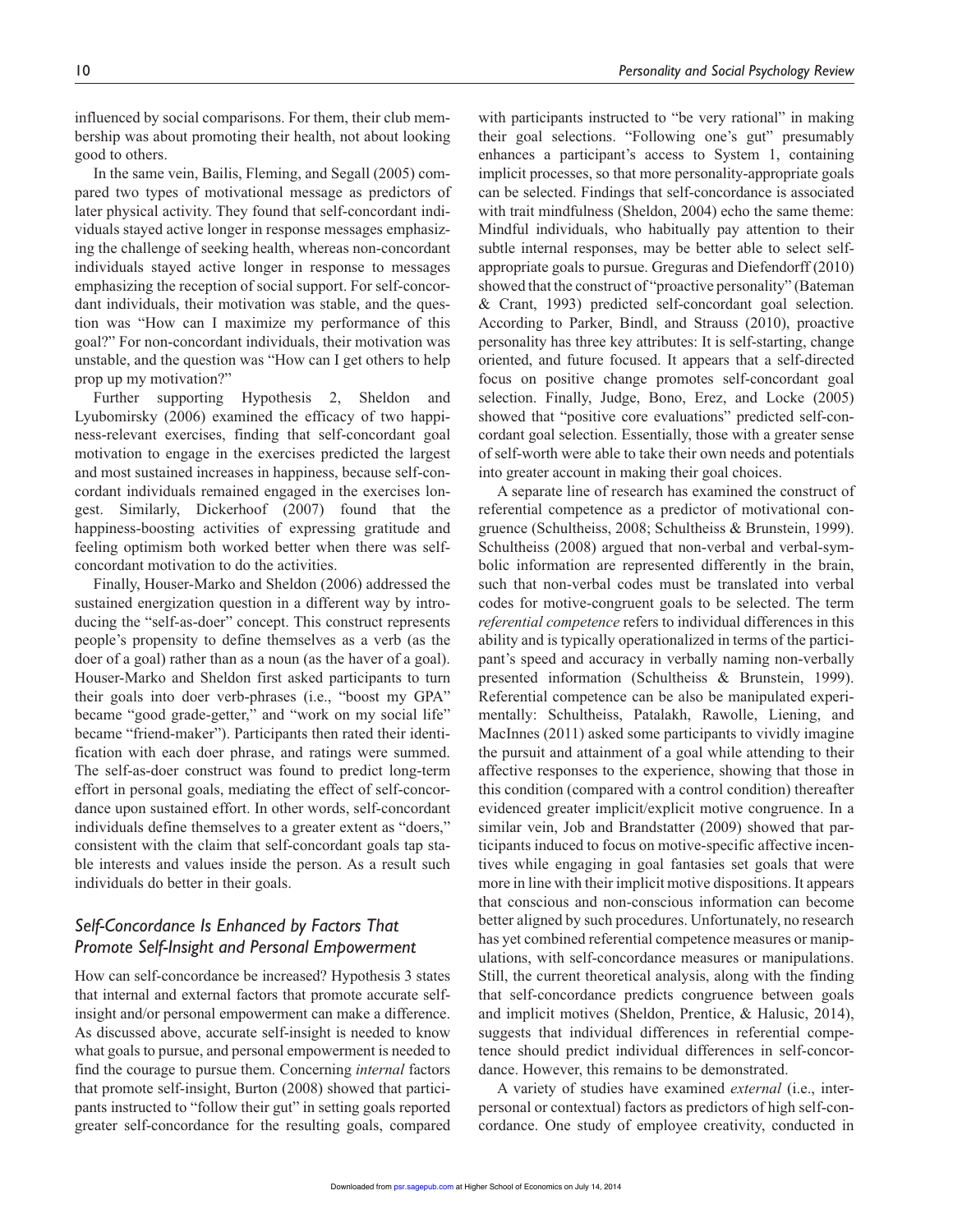influenced by social comparisons. For them, their club membership was about promoting their health, not about looking good to others.

In the same vein, Bailis, Fleming, and Segall (2005) compared two types of motivational message as predictors of later physical activity. They found that self-concordant individuals stayed active longer in response messages emphasizing the challenge of seeking health, whereas non-concordant individuals stayed active longer in response to messages emphasizing the reception of social support. For self-concordant individuals, their motivation was stable, and the question was "How can I maximize my performance of this goal?" For non-concordant individuals, their motivation was unstable, and the question was "How can I get others to help prop up my motivation?"

Further supporting Hypothesis 2, Sheldon and Lyubomirsky (2006) examined the efficacy of two happiness-relevant exercises, finding that self-concordant goal motivation to engage in the exercises predicted the largest and most sustained increases in happiness, because self-concordant individuals remained engaged in the exercises longest. Similarly, Dickerhoof (2007) found that the happiness-boosting activities of expressing gratitude and feeling optimism both worked better when there was self-concordant motivation to do the activities.

Finally, Houser-Marko and Sheldon (2006) addressed the sustained energization question in a different way by introducing the "self-as-doer" concept. This construct represents people's propensity to define themselves as a verb (as the doer of a goal) rather than as a noun (as the haver of a goal). Houser-Marko and Sheldon first asked participants to turn their goals into doer verb-phrases (i.e., "boost my GPA" became "good grade-getter," and "work on my social life" became "friend-maker"). Participants then rated their identification with each doer phrase, and ratings were summed. The self-as-doer construct was found to predict long-term effort in personal goals, mediating the effect of self-concordance upon sustained effort. In other words, self-concordant individuals define themselves to a greater extent as "doers," consistent with the claim that self-concordant goals tap stable interests and values inside the person. As a result such individuals do better in their goals.

## *Self-Concordance Is Enhanced by Factors That Promote Self-Insight and Personal Empowerment*

How can self-concordance be increased? Hypothesis 3 states that internal and external factors that promote accurate self-insight and/or personal empowerment can make a difference. As discussed above, accurate self-insight is needed to know what goals to pursue, and personal empowerment is needed to find the courage to pursue them. Concerning *internal* factors that promote self-insight, Burton (2008) showed that participants instructed to "follow their gut" in setting goals reported greater self-concordance for the resulting goals, compared with participants instructed to "be very rational" in making their goal selections. "Following one's gut" presumably enhances a participant's access to System 1, containing implicit processes, so that more personality-appropriate goals can be selected. Findings that self-concordance is associated with trait mindfulness (Sheldon, 2004) echo the same theme: Mindful individuals, who habitually pay attention to their subtle internal responses, may be better able to select self-appropriate goals to pursue. Greguras and Diefendorff (2010) showed that the construct of "proactive personality" (Bateman & Crant, 1993) predicted self-concordant goal selection. According to Parker, Bindl, and Strauss (2010), proactive personality has three key attributes: It is self-starting, change oriented, and future focused. It appears that a self-directed focus on positive change promotes self-concordant goal selection. Finally, Judge, Bono, Erez, and Locke (2005) showed that "positive core evaluations" predicted self-concordant goal selection. Essentially, those with a greater sense of self-worth were able to take their own needs and potentials into greater account in making their goal choices.

A separate line of research has examined the construct of referential competence as a predictor of motivational congruence (Schultheiss, 2008; Schultheiss & Brunstein, 1999). Schultheiss (2008) argued that non-verbal and verbal-symbolic information are represented differently in the brain, such that non-verbal codes must be translated into verbal codes for motive-congruent goals to be selected. The term *referential competence* refers to individual differences in this ability and is typically operationalized in terms of the participant's speed and accuracy in verbally naming non-verbally presented information (Schultheiss & Brunstein, 1999). Referential competence can be also be manipulated experimentally: Schultheiss, Patalakh, Rawolle, Liening, and MacInnes (2011) asked some participants to vividly imagine the pursuit and attainment of a goal while attending to their affective responses to the experience, showing that those in this condition (compared with a control condition) thereafter evidenced greater implicit/explicit motive congruence. In a similar vein, Job and Brandstatter (2009) showed that participants induced to focus on motive-specific affective incentives while engaging in goal fantasies set goals that were more in line with their implicit motive dispositions. It appears that conscious and non-conscious information can become better aligned by such procedures. Unfortunately, no research has yet combined referential competence measures or manipulations, with self-concordance measures or manipulations. Still, the current theoretical analysis, along with the finding that self-concordance predicts congruence between goals and implicit motives (Sheldon, Prentice, & Halusic, 2014), suggests that individual differences in referential competence should predict individual differences in self-concordance. However, this remains to be demonstrated.

A variety of studies have examined *external* (i.e., interpersonal or contextual) factors as predictors of high self-concordance. One study of employee creativity, conducted in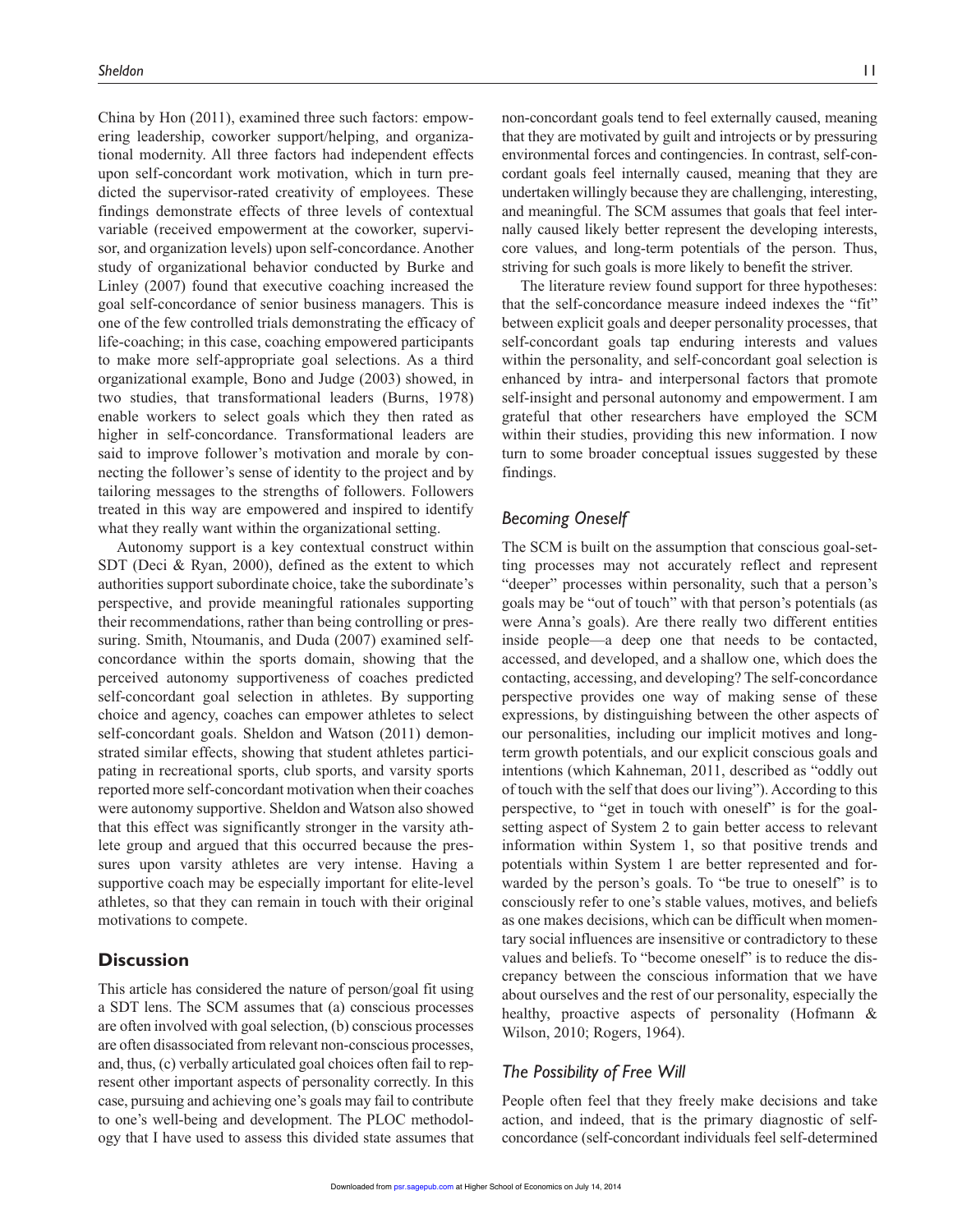China by Hon (2011), examined three such factors: empowering leadership, coworker support/helping, and organizational modernity. All three factors had independent effects upon self-concordant work motivation, which in turn predicted the supervisor-rated creativity of employees. These findings demonstrate effects of three levels of contextual variable (received empowerment at the coworker, supervisor, and organization levels) upon self-concordance. Another study of organizational behavior conducted by Burke and Linley (2007) found that executive coaching increased the goal self-concordance of senior business managers. This is one of the few controlled trials demonstrating the efficacy of life-coaching; in this case, coaching empowered participants to make more self-appropriate goal selections. As a third organizational example, Bono and Judge (2003) showed, in two studies, that transformational leaders (Burns, 1978) enable workers to select goals which they then rated as higher in self-concordance. Transformational leaders are said to improve follower's motivation and morale by connecting the follower's sense of identity to the project and by tailoring messages to the strengths of followers. Followers treated in this way are empowered and inspired to identify what they really want within the organizational setting.

Autonomy support is a key contextual construct within SDT (Deci & Ryan, 2000), defined as the extent to which authorities support subordinate choice, take the subordinate's perspective, and provide meaningful rationales supporting their recommendations, rather than being controlling or pressuring. Smith, Ntoumanis, and Duda (2007) examined self-concordance within the sports domain, showing that the perceived autonomy supportiveness of coaches predicted self-concordant goal selection in athletes. By supporting choice and agency, coaches can empower athletes to select self-concordant goals. Sheldon and Watson (2011) demonstrated similar effects, showing that student athletes participating in recreational sports, club sports, and varsity sports reported more self-concordant motivation when their coaches were autonomy supportive. Sheldon and Watson also showed that this effect was significantly stronger in the varsity athlete group and argued that this occurred because the pressures upon varsity athletes are very intense. Having a supportive coach may be especially important for elite-level athletes, so that they can remain in touch with their original motivations to compete.

## Discussion

This article has considered the nature of person/goal fit using a SDT lens. The SCM assumes that (a) conscious processes are often involved with goal selection, (b) conscious processes are often disassociated from relevant non-conscious processes, and, thus, (c) verbally articulated goal choices often fail to represent other important aspects of personality correctly. In this case, pursuing and achieving one's goals may fail to contribute to one's well-being and development. The PLOC methodology that I have used to assess this divided state assumes that non-concordant goals tend to feel externally caused, meaning that they are motivated by guilt and introjects or by pressuring environmental forces and contingencies. In contrast, self-concordant goals feel internally caused, meaning that they are undertaken willingly because they are challenging, interesting, and meaningful. The SCM assumes that goals that feel internally caused likely better represent the developing interests, core values, and long-term potentials of the person. Thus, striving for such goals is more likely to benefit the striver.

The literature review found support for three hypotheses: that the self-concordance measure indeed indexes the "fit" between explicit goals and deeper personality processes, that self-concordant goals tap enduring interests and values within the personality, and self-concordant goal selection is enhanced by intra- and interpersonal factors that promote self-insight and personal autonomy and empowerment. I am grateful that other researchers have employed the SCM within their studies, providing this new information. I now turn to some broader conceptual issues suggested by these findings.

### *Becoming Oneself*

The SCM is built on the assumption that conscious goal-setting processes may not accurately reflect and represent "deeper" processes within personality, such that a person's goals may be "out of touch" with that person's potentials (as were Anna's goals). Are there really two different entities inside people—a deep one that needs to be contacted, accessed, and developed, and a shallow one, which does the contacting, accessing, and developing? The self-concordance perspective provides one way of making sense of these expressions, by distinguishing between the other aspects of our personalities, including our implicit motives and long-term growth potentials, and our explicit conscious goals and intentions (which Kahneman, 2011, described as "oddly out of touch with the self that does our living"). According to this perspective, to "get in touch with oneself" is for the goal-setting aspect of System 2 to gain better access to relevant information within System 1, so that positive trends and potentials within System 1 are better represented and forwarded by the person's goals. To "be true to oneself" is to consciously refer to one's stable values, motives, and beliefs as one makes decisions, which can be difficult when momentary social influences are insensitive or contradictory to these values and beliefs. To "become oneself" is to reduce the discrepancy between the conscious information that we have about ourselves and the rest of our personality, especially the healthy, proactive aspects of personality (Hofmann & Wilson, 2010; Rogers, 1964).

### *The Possibility of Free Will*

People often feel that they freely make decisions and take action, and indeed, that is the primary diagnostic of self-concordance (self-concordant individuals feel self-determined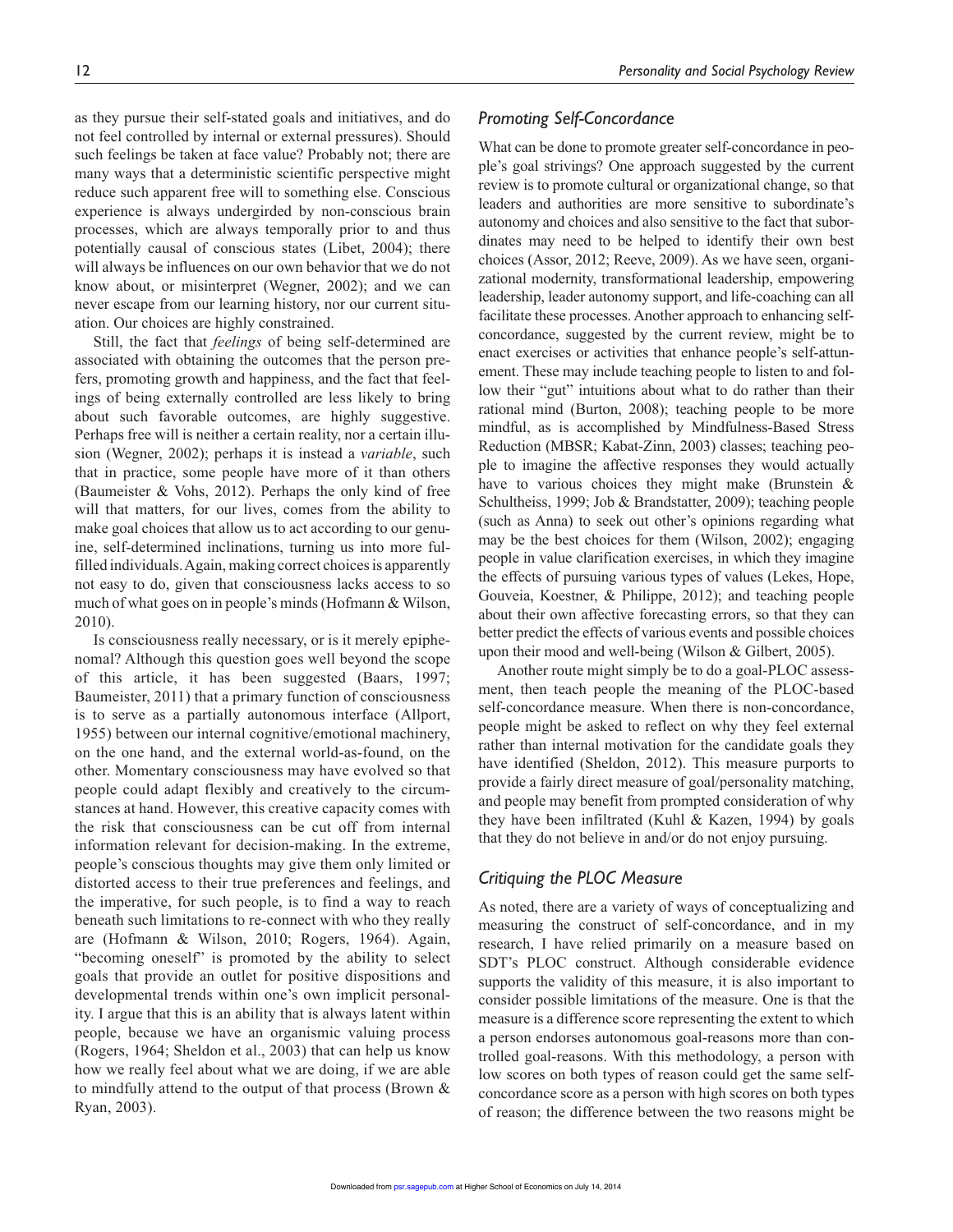as they pursue their self-stated goals and initiatives, and do not feel controlled by internal or external pressures). Should such feelings be taken at face value? Probably not; there are many ways that a deterministic scientific perspective might reduce such apparent free will to something else. Conscious experience is always undergirded by non-conscious brain processes, which are always temporally prior to and thus potentially causal of conscious states (Libet, 2004); there will always be influences on our own behavior that we do not know about, or misinterpret (Wegner, 2002); and we can never escape from our learning history, nor our current situation. Our choices are highly constrained.

Still, the fact that *feelings* of being self-determined are associated with obtaining the outcomes that the person prefers, promoting growth and happiness, and the fact that feelings of being externally controlled are less likely to bring about such favorable outcomes, are highly suggestive. Perhaps free will is neither a certain reality, nor a certain illusion (Wegner, 2002); perhaps it is instead a *variable*, such that in practice, some people have more of it than others (Baumeister & Vohs, 2012). Perhaps the only kind of free will that matters, for our lives, comes from the ability to make goal choices that allow us to act according to our genuine, self-determined inclinations, turning us into more fulfilled individuals. Again, making correct choices is apparently not easy to do, given that consciousness lacks access to so much of what goes on in people's minds (Hofmann & Wilson, 2010).

Is consciousness really necessary, or is it merely epiphenomal? Although this question goes well beyond the scope of this article, it has been suggested (Baars, 1997; Baumeister, 2011) that a primary function of consciousness is to serve as a partially autonomous interface (Allport, 1955) between our internal cognitive/emotional machinery, on the one hand, and the external world-as-found, on the other. Momentary consciousness may have evolved so that people could adapt flexibly and creatively to the circumstances at hand. However, this creative capacity comes with the risk that consciousness can be cut off from internal information relevant for decision-making. In the extreme, people's conscious thoughts may give them only limited or distorted access to their true preferences and feelings, and the imperative, for such people, is to find a way to reach beneath such limitations to re-connect with who they really are (Hofmann & Wilson, 2010; Rogers, 1964). Again, "becoming oneself" is promoted by the ability to select goals that provide an outlet for positive dispositions and developmental trends within one's own implicit personality. I argue that this is an ability that is always latent within people, because we have an organismic valuing process (Rogers, 1964; Sheldon et al., 2003) that can help us know how we really feel about what we are doing, if we are able to mindfully attend to the output of that process (Brown & Ryan, 2003).

## *Promoting Self-Concordance*

What can be done to promote greater self-concordance in people's goal strivings? One approach suggested by the current review is to promote cultural or organizational change, so that leaders and authorities are more sensitive to subordinate's autonomy and choices and also sensitive to the fact that subordinates may need to be helped to identify their own best choices (Assor, 2012; Reeve, 2009). As we have seen, organizational modernity, transformational leadership, empowering leadership, leader autonomy support, and life-coaching can all facilitate these processes. Another approach to enhancing self-concordance, suggested by the current review, might be to enact exercises or activities that enhance people's self-attunement. These may include teaching people to listen to and follow their "gut" intuitions about what to do rather than their rational mind (Burton, 2008); teaching people to be more mindful, as is accomplished by Mindfulness-Based Stress Reduction (MBSR; Kabat-Zinn, 2003) classes; teaching people to imagine the affective responses they would actually have to various choices they might make (Brunstein & Schultheiss, 1999; Job & Brandstatter, 2009); teaching people (such as Anna) to seek out other's opinions regarding what may be the best choices for them (Wilson, 2002); engaging people in value clarification exercises, in which they imagine the effects of pursuing various types of values (Lekes, Hope, Gouveia, Koestner, & Philippe, 2012); and teaching people about their own affective forecasting errors, so that they can better predict the effects of various events and possible choices upon their mood and well-being (Wilson & Gilbert, 2005).

Another route might simply be to do a goal-PLOC assessment, then teach people the meaning of the PLOC-based self-concordance measure. When there is non-concordance, people might be asked to reflect on why they feel external rather than internal motivation for the candidate goals they have identified (Sheldon, 2012). This measure purports to provide a fairly direct measure of goal/personality matching, and people may benefit from prompted consideration of why they have been infiltrated (Kuhl & Kazen, 1994) by goals that they do not believe in and/or do not enjoy pursuing.

## *Critiquing the PLOC Measure*

As noted, there are a variety of ways of conceptualizing and measuring the construct of self-concordance, and in my research, I have relied primarily on a measure based on SDT's PLOC construct. Although considerable evidence supports the validity of this measure, it is also important to consider possible limitations of the measure. One is that the measure is a difference score representing the extent to which a person endorses autonomous goal-reasons more than controlled goal-reasons. With this methodology, a person with low scores on both types of reason could get the same self-concordance score as a person with high scores on both types of reason; the difference between the two reasons might be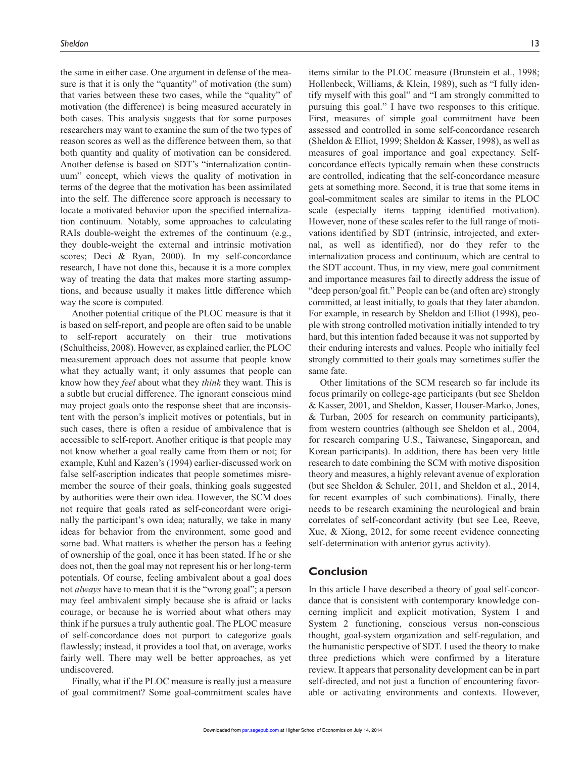the same in either case. One argument in defense of the measure is that it is only the "quantity" of motivation (the sum) that varies between these two cases, while the "quality" of motivation (the difference) is being measured accurately in both cases. This analysis suggests that for some purposes researchers may want to examine the sum of the two types of reason scores as well as the difference between them, so that both quantity and quality of motivation can be considered. Another defense is based on SDT's "internalization continuum" concept, which views the quality of motivation in terms of the degree that the motivation has been assimilated into the self. The difference score approach is necessary to locate a motivated behavior upon the specified internalization continuum. Notably, some approaches to calculating RAIs double-weight the extremes of the continuum (e.g., they double-weight the external and intrinsic motivation scores; Deci & Ryan, 2000). In my self-concordance research, I have not done this, because it is a more complex way of treating the data that makes more starting assumptions, and because usually it makes little difference which way the score is computed.

Another potential critique of the PLOC measure is that it is based on self-report, and people are often said to be unable to self-report accurately on their true motivations (Schultheiss, 2008). However, as explained earlier, the PLOC measurement approach does not assume that people know what they actually want; it only assumes that people can know how they *feel* about what they *think* they want. This is a subtle but crucial difference. The ignorant conscious mind may project goals onto the response sheet that are inconsistent with the person's implicit motives or potentials, but in such cases, there is often a residue of ambivalence that is accessible to self-report. Another critique is that people may not know whether a goal really came from them or not; for example, Kuhl and Kazen's (1994) earlier-discussed work on false self-ascription indicates that people sometimes misremember the source of their goals, thinking goals suggested by authorities were their own idea. However, the SCM does not require that goals rated as self-concordant were originally the participant's own idea; naturally, we take in many ideas for behavior from the environment, some good and some bad. What matters is whether the person has a feeling of ownership of the goal, once it has been stated. If he or she does not, then the goal may not represent his or her long-term potentials. Of course, feeling ambivalent about a goal does not *always* have to mean that it is the "wrong goal"; a person may feel ambivalent simply because she is afraid or lacks courage, or because he is worried about what others may think if he pursues a truly authentic goal. The PLOC measure of self-concordance does not purport to categorize goals flawlessly; instead, it provides a tool that, on average, works fairly well. There may well be better approaches, as yet undiscovered.

Finally, what if the PLOC measure is really just a measure of goal commitment? Some goal-commitment scales have items similar to the PLOC measure (Brunstein et al., 1998; Hollenbeck, Williams, & Klein, 1989), such as "I fully identify myself with this goal" and "I am strongly committed to pursuing this goal." I have two responses to this critique. First, measures of simple goal commitment have been assessed and controlled in some self-concordance research (Sheldon & Elliot, 1999; Sheldon & Kasser, 1998), as well as measures of goal importance and goal expectancy. Self-concordance effects typically remain when these constructs are controlled, indicating that the self-concordance measure gets at something more. Second, it is true that some items in goal-commitment scales are similar to items in the PLOC scale (especially items tapping identified motivation). However, none of these scales refer to the full range of motivations identified by SDT (intrinsic, introjected, and external, as well as identified), nor do they refer to the internalization process and continuum, which are central to the SDT account. Thus, in my view, mere goal commitment and importance measures fail to directly address the issue of "deep person/goal fit." People can be (and often are) strongly committed, at least initially, to goals that they later abandon. For example, in research by Sheldon and Elliot (1998), people with strong controlled motivation initially intended to try hard, but this intention faded because it was not supported by their enduring interests and values. People who initially feel strongly committed to their goals may sometimes suffer the same fate.

Other limitations of the SCM research so far include its focus primarily on college-age participants (but see Sheldon & Kasser, 2001, and Sheldon, Kasser, Houser-Marko, Jones, & Turban, 2005 for research on community participants), from western countries (although see Sheldon et al., 2004, for research comparing U.S., Taiwanese, Singaporean, and Korean participants). In addition, there has been very little research to date combining the SCM with motive disposition theory and measures, a highly relevant avenue of exploration (but see Sheldon & Schuler, 2011, and Sheldon et al., 2014, for recent examples of such combinations). Finally, there needs to be research examining the neurological and brain correlates of self-concordant activity (but see Lee, Reeve, Xue, & Xiong, 2012, for some recent evidence connecting self-determination with anterior gyrus activity).

## Conclusion

In this article I have described a theory of goal self-concordance that is consistent with contemporary knowledge concerning implicit and explicit motivation, System 1 and System 2 functioning, conscious versus non-conscious thought, goal-system organization and self-regulation, and the humanistic perspective of SDT. I used the theory to make three predictions which were confirmed by a literature review. It appears that personality development can be in part self-directed, and not just a function of encountering favorable or activating environments and contexts. However,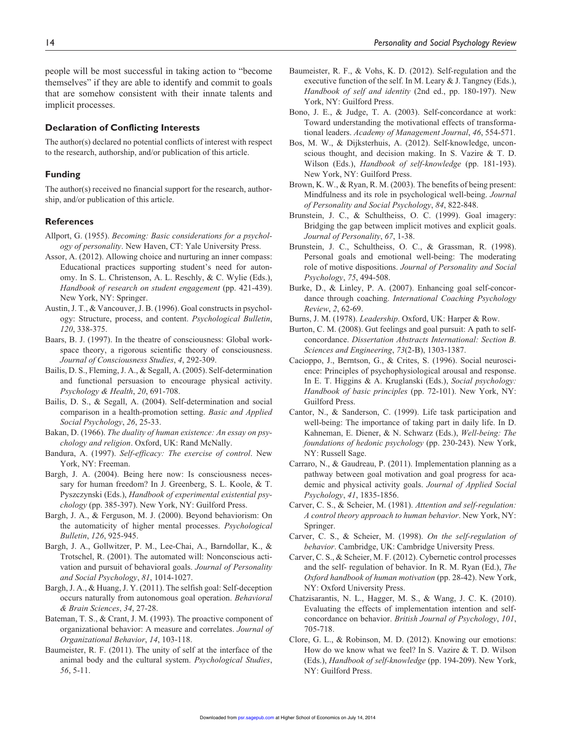people will be most successful in taking action to "become themselves" if they are able to identify and commit to goals that are somehow consistent with their innate talents and implicit processes.

## Declaration of Conflicting Interests

The author(s) declared no potential conflicts of interest with respect to the research, authorship, and/or publication of this article.

## Funding

The author(s) received no financial support for the research, authorship, and/or publication of this article.

## References

Allport, G. (1955). *Becoming: Basic considerations for a psychology of personality*. New Haven, CT: Yale University Press.

Assor, A. (2012). Allowing choice and nurturing an inner compass: Educational practices supporting student's need for autonomy. In S. L. Christenson, A. L. Reschly, & C. Wylie (Eds.), *Handbook of research on student engagement* (pp. 421-439). New York, NY: Springer.

Austin, J. T., & Vancouver, J. B. (1996). Goal constructs in psychology: Structure, process, and content. *Psychological Bulletin*, *120*, 338-375.

Baars, B. J. (1997). In the theatre of consciousness: Global workspace theory, a rigorous scientific theory of consciousness. *Journal of Consciousness Studies*, *4*, 292-309.

Bailis, D. S., Fleming, J. A., & Segall, A. (2005). Self-determination and functional persuasion to encourage physical activity. *Psychology & Health*, *20*, 691-708.

Bailis, D. S., & Segall, A. (2004). Self-determination and social comparison in a health-promotion setting. *Basic and Applied Social Psychology*, *26*, 25-33.

Bakan, D. (1966). *The duality of human existence: An essay on psychology and religion*. Oxford, UK: Rand McNally.

Bandura, A. (1997). *Self-efficacy: The exercise of control*. New York, NY: Freeman.

Bargh, J. A. (2004). Being here now: Is consciousness necessary for human freedom? In J. Greenberg, S. L. Koole, & T. Pyszczynski (Eds.), *Handbook of experimental existential psychology* (pp. 385-397). New York, NY: Guilford Press.

Bargh, J. A., & Ferguson, M. J. (2000). Beyond behaviorism: On the automaticity of higher mental processes. *Psychological Bulletin*, *126*, 925-945.

Bargh, J. A., Gollwitzer, P. M., Lee-Chai, A., Barndollar, K., & Trotschel, R. (2001). The automated will: Nonconscious activation and pursuit of behavioral goals. *Journal of Personality and Social Psychology*, *81*, 1014-1027.

Bargh, J. A., & Huang, J. Y. (2011). The selfish goal: Self-deception occurs naturally from autonomous goal operation. *Behavioral & Brain Sciences*, *34*, 27-28.

Bateman, T. S., & Crant, J. M. (1993). The proactive component of organizational behavior: A measure and correlates. *Journal of Organizational Behavior*, *14*, 103-118.

Baumeister, R. F. (2011). The unity of self at the interface of the animal body and the cultural system. *Psychological Studies*, *56*, 5-11.

Baumeister, R. F., & Vohs, K. D. (2012). Self-regulation and the executive function of the self. In M. Leary & J. Tangney (Eds.), *Handbook of self and identity* (2nd ed., pp. 180-197). New York, NY: Guilford Press.

Bono, J. E., & Judge, T. A. (2003). Self-concordance at work: Toward understanding the motivational effects of transformational leaders. *Academy of Management Journal*, *46*, 554-571.

Bos, M. W., & Dijksterhuis, A. (2012). Self-knowledge, unconscious thought, and decision making. In S. Vazire & T. D. Wilson (Eds.), *Handbook of self-knowledge* (pp. 181-193). New York, NY: Guilford Press.

Brown, K. W., & Ryan, R. M. (2003). The benefits of being present: Mindfulness and its role in psychological well-being. *Journal of Personality and Social Psychology*, *84*, 822-848.

Brunstein, J. C., & Schultheiss, O. C. (1999). Goal imagery: Bridging the gap between implicit motives and explicit goals. *Journal of Personality*, *67*, 1-38.

Brunstein, J. C., Schultheiss, O. C., & Grassman, R. (1998). Personal goals and emotional well-being: The moderating role of motive dispositions. *Journal of Personality and Social Psychology*, *75*, 494-508.

Burke, D., & Linley, P. A. (2007). Enhancing goal self-concordance through coaching. *International Coaching Psychology Review*, *2*, 62-69.

Burns, J. M. (1978). *Leadership*. Oxford, UK: Harper & Row.

Burton, C. M. (2008). Gut feelings and goal pursuit: A path to self-concordance. *Dissertation Abstracts International: Section B. Sciences and Engineering*, *73*(2-B), 1303-1387.

Cacioppo, J., Berntson, G., & Crites, S. (1996). Social neuroscience: Principles of psychophysiological arousal and response. In E. T. Higgins & A. Kruglanski (Eds.), *Social psychology: Handbook of basic principles* (pp. 72-101). New York, NY: Guilford Press.

Cantor, N., & Sanderson, C. (1999). Life task participation and well-being: The importance of taking part in daily life. In D. Kahneman, E. Diener, & N. Schwarz (Eds.), *Well-being: The foundations of hedonic psychology* (pp. 230-243). New York, NY: Russell Sage.

Carraro, N., & Gaudreau, P. (2011). Implementation planning as a pathway between goal motivation and goal progress for academic and physical activity goals. *Journal of Applied Social Psychology*, *41*, 1835-1856.

Carver, C. S., & Scheier, M. (1981). *Attention and self-regulation: A control theory approach to human behavior*. New York, NY: Springer.

Carver, C. S., & Scheier, M. (1998). *On the self-regulation of behavior*. Cambridge, UK: Cambridge University Press.

Carver, C. S., & Scheier, M. F. (2012). Cybernetic control processes and the self- regulation of behavior. In R. M. Ryan (Ed.), *The Oxford handbook of human motivation* (pp. 28-42). New York, NY: Oxford University Press.

Chatzisarantis, N. L., Hagger, M. S., & Wang, J. C. K. (2010). Evaluating the effects of implementation intention and self-concordance on behavior. *British Journal of Psychology*, *101*, 705-718.

Clore, G. L., & Robinson, M. D. (2012). Knowing our emotions: How do we know what we feel? In S. Vazire & T. D. Wilson (Eds.), *Handbook of self-knowledge* (pp. 194-209). New York, NY: Guilford Press.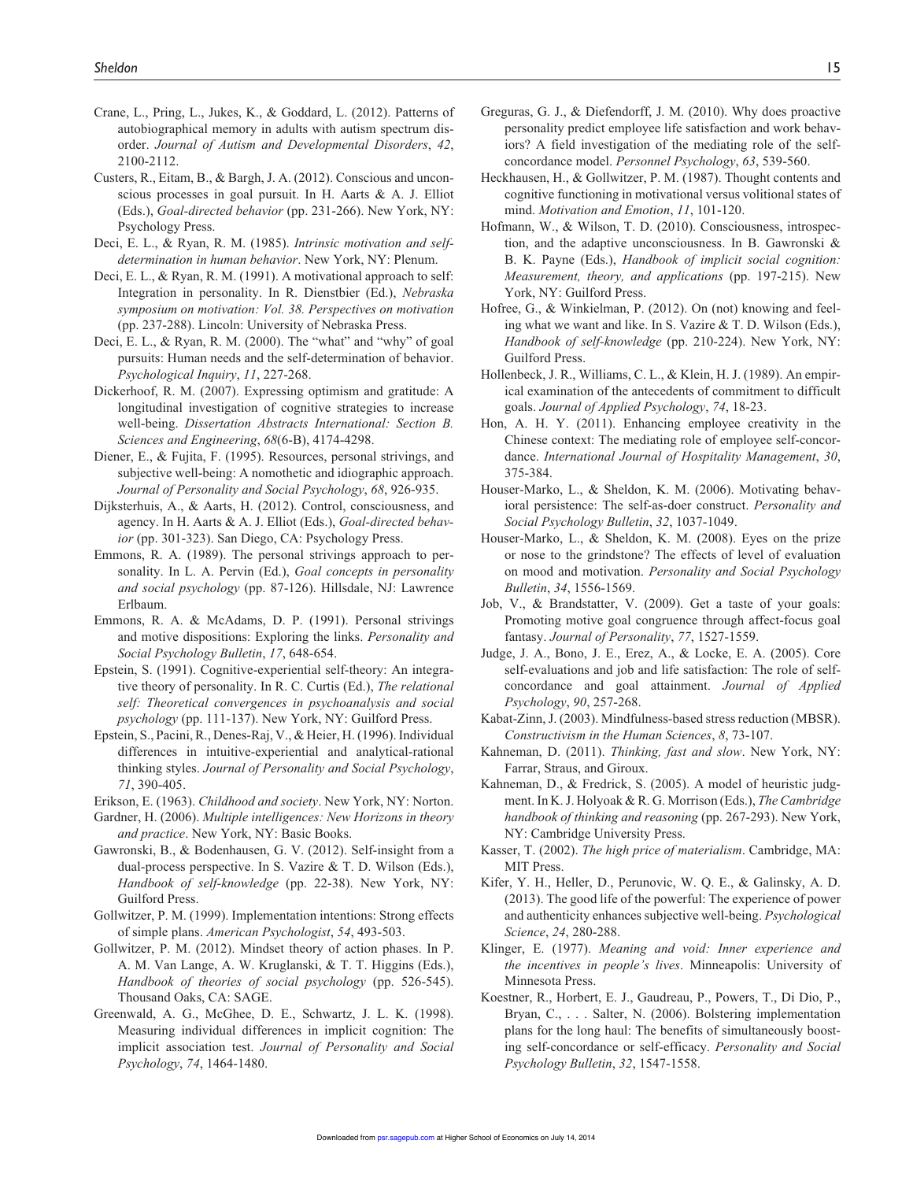Crane, L., Pring, L., Jukes, K., & Goddard, L. (2012). Patterns of autobiographical memory in adults with autism spectrum disorder. *Journal of Autism and Developmental Disorders*, *42*, 2100-2112.

Custers, R., Eitam, B., & Bargh, J. A. (2012). Conscious and unconscious processes in goal pursuit. In H. Aarts & A. J. Elliot (Eds.), *Goal-directed behavior* (pp. 231-266). New York, NY: Psychology Press.

Deci, E. L., & Ryan, R. M. (1985). *Intrinsic motivation and self-determination in human behavior*. New York, NY: Plenum.

Deci, E. L., & Ryan, R. M. (1991). A motivational approach to self: Integration in personality. In R. Dienstbier (Ed.), *Nebraska symposium on motivation: Vol. 38. Perspectives on motivation* (pp. 237-288). Lincoln: University of Nebraska Press.

Deci, E. L., & Ryan, R. M. (2000). The "what" and "why" of goal pursuits: Human needs and the self-determination of behavior. *Psychological Inquiry*, *11*, 227-268.

Dickerhoof, R. M. (2007). Expressing optimism and gratitude: A longitudinal investigation of cognitive strategies to increase well-being. *Dissertation Abstracts International: Section B. Sciences and Engineering*, *68*(6-B), 4174-4298.

Diener, E., & Fujita, F. (1995). Resources, personal strivings, and subjective well-being: A nomothetic and idiographic approach. *Journal of Personality and Social Psychology*, *68*, 926-935.

Dijksterhuis, A., & Aarts, H. (2012). Control, consciousness, and agency. In H. Aarts & A. J. Elliot (Eds.), *Goal-directed behavior* (pp. 301-323). San Diego, CA: Psychology Press.

Emmons, R. A. (1989). The personal strivings approach to personality. In L. A. Pervin (Ed.), *Goal concepts in personality and social psychology* (pp. 87-126). Hillsdale, NJ: Lawrence Erlbaum.

Emmons, R. A. & McAdams, D. P. (1991). Personal strivings and motive dispositions: Exploring the links. *Personality and Social Psychology Bulletin*, *17*, 648-654.

Epstein, S. (1991). Cognitive-experiential self-theory: An integrative theory of personality. In R. C. Curtis (Ed.), *The relational self: Theoretical convergences in psychoanalysis and social psychology* (pp. 111-137). New York, NY: Guilford Press.

Epstein, S., Pacini, R., Denes-Raj, V., & Heier, H. (1996). Individual differences in intuitive-experiential and analytical-rational thinking styles. *Journal of Personality and Social Psychology*, *71*, 390-405.

Erikson, E. (1963). *Childhood and society*. New York, NY: Norton.

Gardner, H. (2006). *Multiple intelligences: New Horizons in theory and practice*. New York, NY: Basic Books.

Gawronski, B., & Bodenhausen, G. V. (2012). Self-insight from a dual-process perspective. In S. Vazire & T. D. Wilson (Eds.), *Handbook of self-knowledge* (pp. 22-38). New York, NY: Guilford Press.

Gollwitzer, P. M. (1999). Implementation intentions: Strong effects of simple plans. *American Psychologist*, *54*, 493-503.

Gollwitzer, P. M. (2012). Mindset theory of action phases. In P. A. M. Van Lange, A. W. Kruglanski, & T. T. Higgins (Eds.), *Handbook of theories of social psychology* (pp. 526-545). Thousand Oaks, CA: SAGE.

Greenwald, A. G., McGhee, D. E., Schwartz, J. L. K. (1998). Measuring individual differences in implicit cognition: The implicit association test. *Journal of Personality and Social Psychology*, *74*, 1464-1480.

Greguras, G. J., & Diefendorff, J. M. (2010). Why does proactive personality predict employee life satisfaction and work behaviors? A field investigation of the mediating role of the self-concordance model. *Personnel Psychology*, *63*, 539-560.

Heckhausen, H., & Gollwitzer, P. M. (1987). Thought contents and cognitive functioning in motivational versus volitional states of mind. *Motivation and Emotion*, *11*, 101-120.

Hofmann, W., & Wilson, T. D. (2010). Consciousness, introspection, and the adaptive unconsciousness. In B. Gawronski & B. K. Payne (Eds.), *Handbook of implicit social cognition: Measurement, theory, and applications* (pp. 197-215). New York, NY: Guilford Press.

Hofree, G., & Winkielman, P. (2012). On (not) knowing and feeling what we want and like. In S. Vazire & T. D. Wilson (Eds.), *Handbook of self-knowledge* (pp. 210-224). New York, NY: Guilford Press.

Hollenbeck, J. R., Williams, C. L., & Klein, H. J. (1989). An empirical examination of the antecedents of commitment to difficult goals. *Journal of Applied Psychology*, *74*, 18-23.

Hon, A. H. Y. (2011). Enhancing employee creativity in the Chinese context: The mediating role of employee self-concordance. *International Journal of Hospitality Management*, *30*, 375-384.

Houser-Marko, L., & Sheldon, K. M. (2006). Motivating behavioral persistence: The self-as-doer construct. *Personality and Social Psychology Bulletin*, *32*, 1037-1049.

Houser-Marko, L., & Sheldon, K. M. (2008). Eyes on the prize or nose to the grindstone? The effects of level of evaluation on mood and motivation. *Personality and Social Psychology Bulletin*, *34*, 1556-1569.

Job, V., & Brandstatter, V. (2009). Get a taste of your goals: Promoting motive goal congruence through affect-focus goal fantasy. *Journal of Personality*, *77*, 1527-1559.

Judge, J. A., Bono, J. E., Erez, A., & Locke, E. A. (2005). Core self-evaluations and job and life satisfaction: The role of self-concordance and goal attainment. *Journal of Applied Psychology*, *90*, 257-268.

Kabat-Zinn, J. (2003). Mindfulness-based stress reduction (MBSR). *Constructivism in the Human Sciences*, *8*, 73-107.

Kahneman, D. (2011). *Thinking, fast and slow*. New York, NY: Farrar, Straus, and Giroux.

Kahneman, D., & Fredrick, S. (2005). A model of heuristic judgment. In K. J. Holyoak & R. G. Morrison (Eds.), *The Cambridge handbook of thinking and reasoning* (pp. 267-293). New York, NY: Cambridge University Press.

Kasser, T. (2002). *The high price of materialism*. Cambridge, MA: MIT Press.

Kifer, Y. H., Heller, D., Perunovic, W. Q. E., & Galinsky, A. D. (2013). The good life of the powerful: The experience of power and authenticity enhances subjective well-being. *Psychological Science*, *24*, 280-288.

Klinger, E. (1977). *Meaning and void: Inner experience and the incentives in people's lives*. Minneapolis: University of Minnesota Press.

Koestner, R., Horbert, E. J., Gaudreau, P., Powers, T., Di Dio, P., Bryan, C., . . . Salter, N. (2006). Bolstering implementation plans for the long haul: The benefits of simultaneously boosting self-concordance or self-efficacy. *Personality and Social Psychology Bulletin*, *32*, 1547-1558.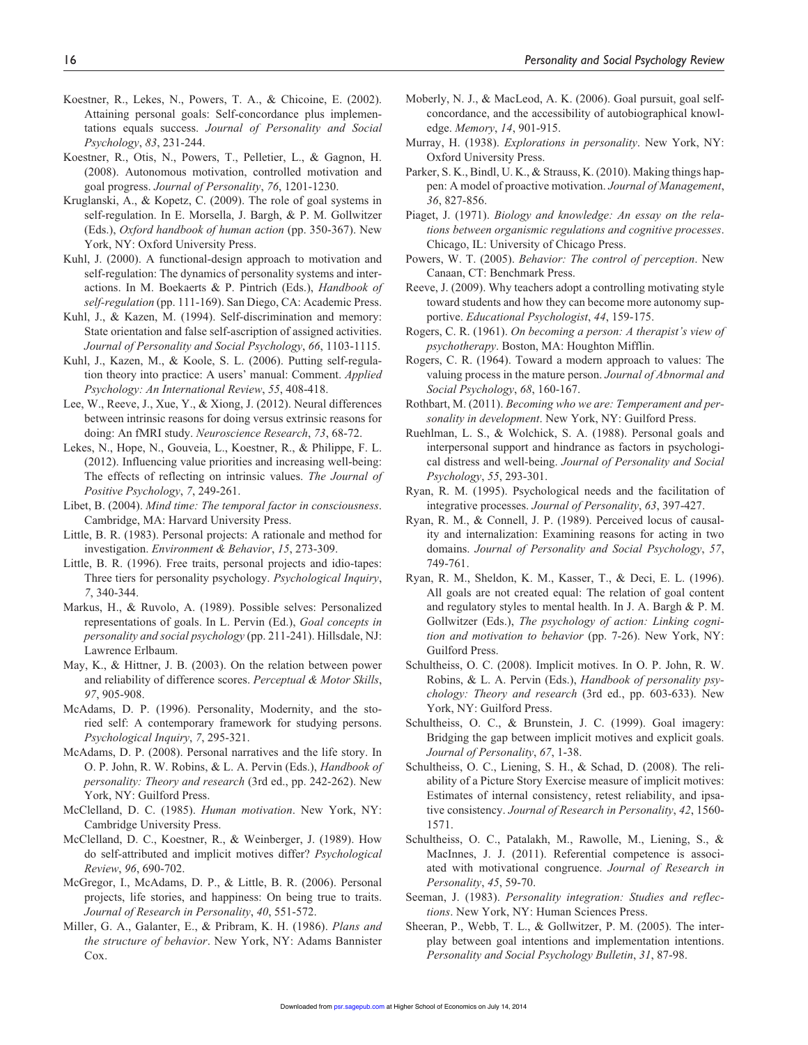Koestner, R., Lekes, N., Powers, T. A., & Chicoine, E. (2002). Attaining personal goals: Self-concordance plus implementations equals success. *Journal of Personality and Social Psychology*, *83*, 231-244.

Koestner, R., Otis, N., Powers, T., Pelletier, L., & Gagnon, H. (2008). Autonomous motivation, controlled motivation and goal progress. *Journal of Personality*, *76*, 1201-1230.

Kruglanski, A., & Kopetz, C. (2009). The role of goal systems in self-regulation. In E. Morsella, J. Bargh, & P. M. Gollwitzer (Eds.), *Oxford handbook of human action* (pp. 350-367). New York, NY: Oxford University Press.

Kuhl, J. (2000). A functional-design approach to motivation and self-regulation: The dynamics of personality systems and interactions. In M. Boekaerts & P. Pintrich (Eds.), *Handbook of self-regulation* (pp. 111-169). San Diego, CA: Academic Press.

Kuhl, J., & Kazen, M. (1994). Self-discrimination and memory: State orientation and false self-ascription of assigned activities. *Journal of Personality and Social Psychology*, *66*, 1103-1115.

Kuhl, J., Kazen, M., & Koole, S. L. (2006). Putting self-regulation theory into practice: A users' manual: Comment. *Applied Psychology: An International Review*, *55*, 408-418.

Lee, W., Reeve, J., Xue, Y., & Xiong, J. (2012). Neural differences between intrinsic reasons for doing versus extrinsic reasons for doing: An fMRI study. *Neuroscience Research*, *73*, 68-72.

Lekes, N., Hope, N., Gouveia, L., Koestner, R., & Philippe, F. L. (2012). Influencing value priorities and increasing well-being: The effects of reflecting on intrinsic values. *The Journal of Positive Psychology*, *7*, 249-261.

Libet, B. (2004). *Mind time: The temporal factor in consciousness*. Cambridge, MA: Harvard University Press.

Little, B. R. (1983). Personal projects: A rationale and method for investigation. *Environment & Behavior*, *15*, 273-309.

Little, B. R. (1996). Free traits, personal projects and idio-tapes: Three tiers for personality psychology. *Psychological Inquiry*, *7*, 340-344.

Markus, H., & Ruvolo, A. (1989). Possible selves: Personalized representations of goals. In L. Pervin (Ed.), *Goal concepts in personality and social psychology* (pp. 211-241). Hillsdale, NJ: Lawrence Erlbaum.

May, K., & Hittner, J. B. (2003). On the relation between power and reliability of difference scores. *Perceptual & Motor Skills*, *97*, 905-908.

McAdams, D. P. (1996). Personality, Modernity, and the storied self: A contemporary framework for studying persons. *Psychological Inquiry*, *7*, 295-321.

McAdams, D. P. (2008). Personal narratives and the life story. In O. P. John, R. W. Robins, & L. A. Pervin (Eds.), *Handbook of personality: Theory and research* (3rd ed., pp. 242-262). New York, NY: Guilford Press.

McClelland, D. C. (1985). *Human motivation*. New York, NY: Cambridge University Press.

McClelland, D. C., Koestner, R., & Weinberger, J. (1989). How do self-attributed and implicit motives differ? *Psychological Review*, *96*, 690-702.

McGregor, I., McAdams, D. P., & Little, B. R. (2006). Personal projects, life stories, and happiness: On being true to traits. *Journal of Research in Personality*, *40*, 551-572.

Miller, G. A., Galanter, E., & Pribram, K. H. (1986). *Plans and the structure of behavior*. New York, NY: Adams Bannister Cox.

Moberly, N. J., & MacLeod, A. K. (2006). Goal pursuit, goal self-concordance, and the accessibility of autobiographical knowledge. *Memory*, *14*, 901-915.

Murray, H. (1938). *Explorations in personality*. New York, NY: Oxford University Press.

Parker, S. K., Bindl, U. K., & Strauss, K. (2010). Making things happen: A model of proactive motivation. *Journal of Management*, *36*, 827-856.

Piaget, J. (1971). *Biology and knowledge: An essay on the relations between organismic regulations and cognitive processes*. Chicago, IL: University of Chicago Press.

Powers, W. T. (2005). *Behavior: The control of perception*. New Canaan, CT: Benchmark Press.

Reeve, J. (2009). Why teachers adopt a controlling motivating style toward students and how they can become more autonomy supportive. *Educational Psychologist*, *44*, 159-175.

Rogers, C. R. (1961). *On becoming a person: A therapist's view of psychotherapy*. Boston, MA: Houghton Mifflin.

Rogers, C. R. (1964). Toward a modern approach to values: The valuing process in the mature person. *Journal of Abnormal and Social Psychology*, *68*, 160-167.

Rothbart, M. (2011). *Becoming who we are: Temperament and personality in development*. New York, NY: Guilford Press.

Ruehlman, L. S., & Wolchick, S. A. (1988). Personal goals and interpersonal support and hindrance as factors in psychological distress and well-being. *Journal of Personality and Social Psychology*, *55*, 293-301.

Ryan, R. M. (1995). Psychological needs and the facilitation of integrative processes. *Journal of Personality*, *63*, 397-427.

Ryan, R. M., & Connell, J. P. (1989). Perceived locus of causality and internalization: Examining reasons for acting in two domains. *Journal of Personality and Social Psychology*, *57*, 749-761.

Ryan, R. M., Sheldon, K. M., Kasser, T., & Deci, E. L. (1996). All goals are not created equal: The relation of goal content and regulatory styles to mental health. In J. A. Bargh & P. M. Gollwitzer (Eds.), *The psychology of action: Linking cognition and motivation to behavior* (pp. 7-26). New York, NY: Guilford Press.

Schultheiss, O. C. (2008). Implicit motives. In O. P. John, R. W. Robins, & L. A. Pervin (Eds.), *Handbook of personality psychology: Theory and research* (3rd ed., pp. 603-633). New York, NY: Guilford Press.

Schultheiss, O. C., & Brunstein, J. C. (1999). Goal imagery: Bridging the gap between implicit motives and explicit goals. *Journal of Personality*, *67*, 1-38.

Schultheiss, O. C., Liening, S. H., & Schad, D. (2008). The reliability of a Picture Story Exercise measure of implicit motives: Estimates of internal consistency, retest reliability, and ipsative consistency. *Journal of Research in Personality*, *42*, 1560-1571.

Schultheiss, O. C., Patalakh, M., Rawolle, M., Liening, S., & MacInnes, J. J. (2011). Referential competence is associated with motivational congruence. *Journal of Research in Personality*, *45*, 59-70.

Seeman, J. (1983). *Personality integration: Studies and reflections*. New York, NY: Human Sciences Press.

Sheeran, P., Webb, T. L., & Gollwitzer, P. M. (2005). The interplay between goal intentions and implementation intentions. *Personality and Social Psychology Bulletin*, *31*, 87-98.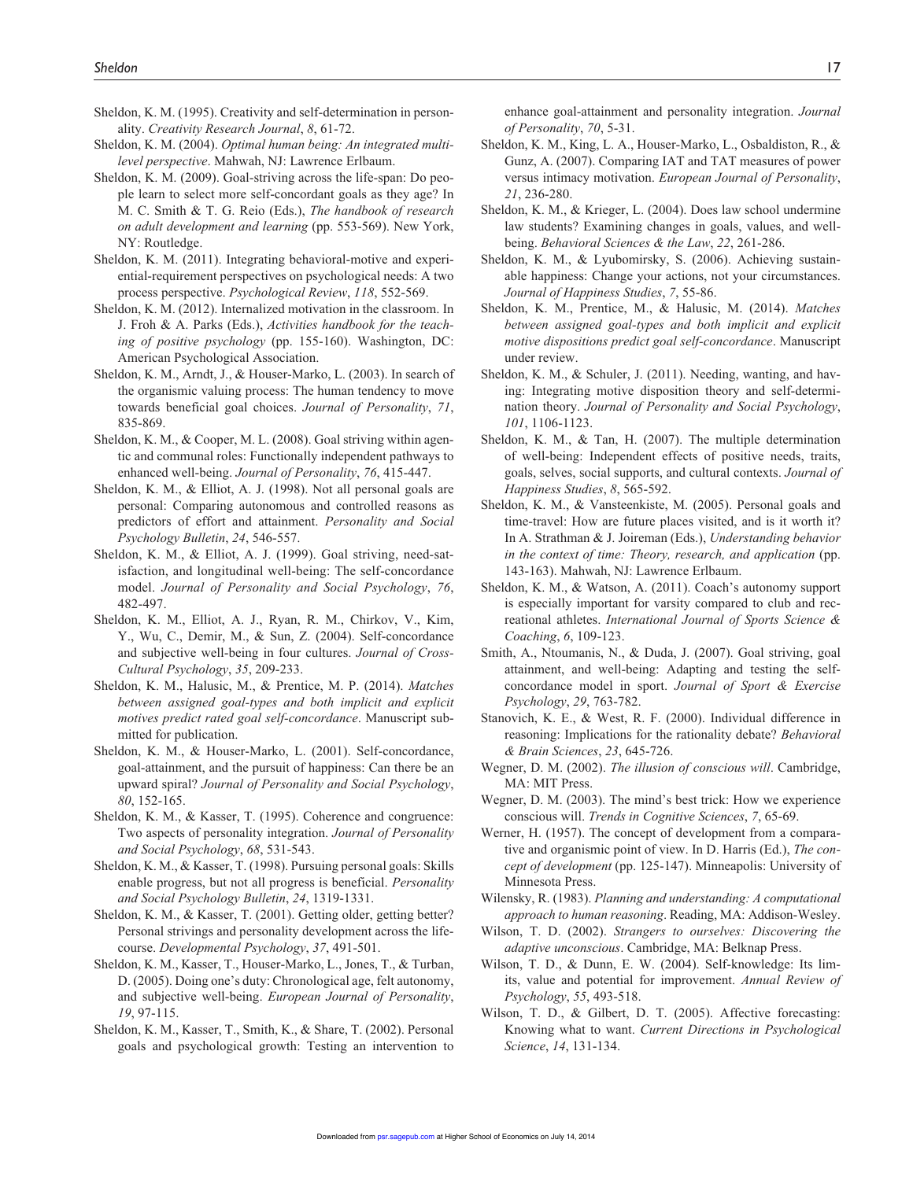Sheldon, K. M. (1995). Creativity and self-determination in personality. *Creativity Research Journal*, *8*, 61-72.

Sheldon, K. M. (2004). *Optimal human being: An integrated multi-level perspective*. Mahwah, NJ: Lawrence Erlbaum.

Sheldon, K. M. (2009). Goal-striving across the life-span: Do people learn to select more self-concordant goals as they age? In M. C. Smith & T. G. Reio (Eds.), *The handbook of research on adult development and learning* (pp. 553-569). New York, NY: Routledge.

Sheldon, K. M. (2011). Integrating behavioral-motive and experiential-requirement perspectives on psychological needs: A two process perspective. *Psychological Review*, *118*, 552-569.

Sheldon, K. M. (2012). Internalized motivation in the classroom. In J. Froh & A. Parks (Eds.), *Activities handbook for the teaching of positive psychology* (pp. 155-160). Washington, DC: American Psychological Association.

Sheldon, K. M., Arndt, J., & Houser-Marko, L. (2003). In search of the organismic valuing process: The human tendency to move towards beneficial goal choices. *Journal of Personality*, *71*, 835-869.

Sheldon, K. M., & Cooper, M. L. (2008). Goal striving within agentic and communal roles: Functionally independent pathways to enhanced well-being. *Journal of Personality*, *76*, 415-447.

Sheldon, K. M., & Elliot, A. J. (1998). Not all personal goals are personal: Comparing autonomous and controlled reasons as predictors of effort and attainment. *Personality and Social Psychology Bulletin*, *24*, 546-557.

Sheldon, K. M., & Elliot, A. J. (1999). Goal striving, need-satisfaction, and longitudinal well-being: The self-concordance model. *Journal of Personality and Social Psychology*, *76*, 482-497.

Sheldon, K. M., Elliot, A. J., Ryan, R. M., Chirkov, V., Kim, Y., Wu, C., Demir, M., & Sun, Z. (2004). Self-concordance and subjective well-being in four cultures. *Journal of Cross-Cultural Psychology*, *35*, 209-233.

Sheldon, K. M., Halusic, M., & Prentice, M. P. (2014). *Matches between assigned goal-types and both implicit and explicit motives predict rated goal self-concordance*. Manuscript submitted for publication.

Sheldon, K. M., & Houser-Marko, L. (2001). Self-concordance, goal-attainment, and the pursuit of happiness: Can there be an upward spiral? *Journal of Personality and Social Psychology*, *80*, 152-165.

Sheldon, K. M., & Kasser, T. (1995). Coherence and congruence: Two aspects of personality integration. *Journal of Personality and Social Psychology*, *68*, 531-543.

Sheldon, K. M., & Kasser, T. (1998). Pursuing personal goals: Skills enable progress, but not all progress is beneficial. *Personality and Social Psychology Bulletin*, *24*, 1319-1331.

Sheldon, K. M., & Kasser, T. (2001). Getting older, getting better? Personal strivings and personality development across the life-course. *Developmental Psychology*, *37*, 491-501.

Sheldon, K. M., Kasser, T., Houser-Marko, L., Jones, T., & Turban, D. (2005). Doing one's duty: Chronological age, felt autonomy, and subjective well-being. *European Journal of Personality*, *19*, 97-115.

Sheldon, K. M., Kasser, T., Smith, K., & Share, T. (2002). Personal goals and psychological growth: Testing an intervention to enhance goal-attainment and personality integration. *Journal of Personality*, *70*, 5-31.

Sheldon, K. M., King, L. A., Houser-Marko, L., Osbaldiston, R., & Gunz, A. (2007). Comparing IAT and TAT measures of power versus intimacy motivation. *European Journal of Personality*, *21*, 236-280.

Sheldon, K. M., & Krieger, L. (2004). Does law school undermine law students? Examining changes in goals, values, and well-being. *Behavioral Sciences & the Law*, *22*, 261-286.

Sheldon, K. M., & Lyubomirsky, S. (2006). Achieving sustainable happiness: Change your actions, not your circumstances. *Journal of Happiness Studies*, *7*, 55-86.

Sheldon, K. M., Prentice, M., & Halusic, M. (2014). *Matches between assigned goal-types and both implicit and explicit motive dispositions predict goal self-concordance*. Manuscript under review.

Sheldon, K. M., & Schuler, J. (2011). Needing, wanting, and having: Integrating motive disposition theory and self-determination theory. *Journal of Personality and Social Psychology*, *101*, 1106-1123.

Sheldon, K. M., & Tan, H. (2007). The multiple determination of well-being: Independent effects of positive needs, traits, goals, selves, social supports, and cultural contexts. *Journal of Happiness Studies*, *8*, 565-592.

Sheldon, K. M., & Vansteenkiste, M. (2005). Personal goals and time-travel: How are future places visited, and is it worth it? In A. Strathman & J. Joireman (Eds.), *Understanding behavior in the context of time: Theory, research, and application* (pp. 143-163). Mahwah, NJ: Lawrence Erlbaum.

Sheldon, K. M., & Watson, A. (2011). Coach's autonomy support is especially important for varsity compared to club and recreational athletes. *International Journal of Sports Science & Coaching*, *6*, 109-123.

Smith, A., Ntoumanis, N., & Duda, J. (2007). Goal striving, goal attainment, and well-being: Adapting and testing the self-concordance model in sport. *Journal of Sport & Exercise Psychology*, *29*, 763-782.

Stanovich, K. E., & West, R. F. (2000). Individual difference in reasoning: Implications for the rationality debate? *Behavioral & Brain Sciences*, *23*, 645-726.

Wegner, D. M. (2002). *The illusion of conscious will*. Cambridge, MA: MIT Press.

Wegner, D. M. (2003). The mind's best trick: How we experience conscious will. *Trends in Cognitive Sciences*, *7*, 65-69.

Werner, H. (1957). The concept of development from a comparative and organismic point of view. In D. Harris (Ed.), *The concept of development* (pp. 125-147). Minneapolis: University of Minnesota Press.

Wilensky, R. (1983). *Planning and understanding: A computational approach to human reasoning*. Reading, MA: Addison-Wesley.

Wilson, T. D. (2002). *Strangers to ourselves: Discovering the adaptive unconscious*. Cambridge, MA: Belknap Press.

Wilson, T. D., & Dunn, E. W. (2004). Self-knowledge: Its limits, value and potential for improvement. *Annual Review of Psychology*, *55*, 493-518.

Wilson, T. D., & Gilbert, D. T. (2005). Affective forecasting: Knowing what to want. *Current Directions in Psychological Science*, *14*, 131-134.